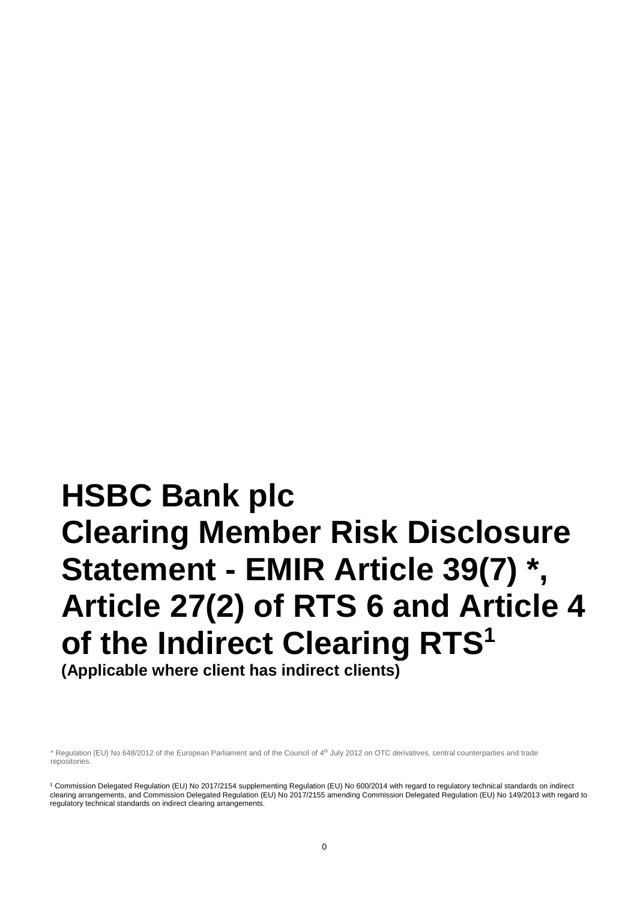# HSBC Bank plc
# Clearing Member Risk Disclosure Statement - EMIR Article 39(7) *, Article 27(2) of RTS 6 and Article 4 of the Indirect Clearing RTS[1]

**(Applicable where client has indirect clients)**

\* Regulation (EU) No 648/2012 of the European Parliament and of the Council of 4th July 2012 on OTC derivatives, central counterparties and trade repositories.

[1] Commission Delegated Regulation (EU) No 2017/2154 supplementing Regulation (EU) No 600/2014 with regard to regulatory technical standards on indirect clearing arrangements, and Commission Delegated Regulation (EU) No 2017/2155 amending Commission Delegated Regulation (EU) No 149/2013 with regard to regulatory technical standards on indirect clearing arrangements.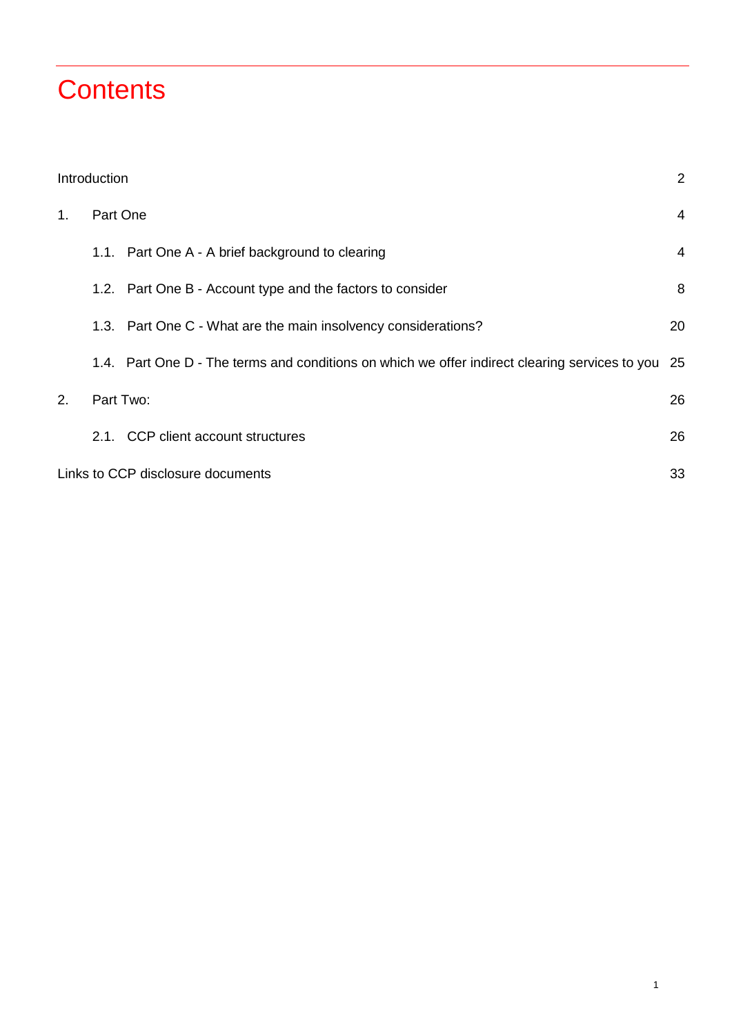# Contents

| | |
|---|---|
| Introduction | 2 |
| 1. Part One | 4 |
| 1.1. Part One A - A brief background to clearing | 4 |
| 1.2. Part One B - Account type and the factors to consider | 8 |
| 1.3. Part One C - What are the main insolvency considerations? | 20 |
| 1.4. Part One D - The terms and conditions on which we offer indirect clearing services to you | 25 |
| 2. Part Two: | 26 |
| 2.1. CCP client account structures | 26 |
| Links to CCP disclosure documents | 33 |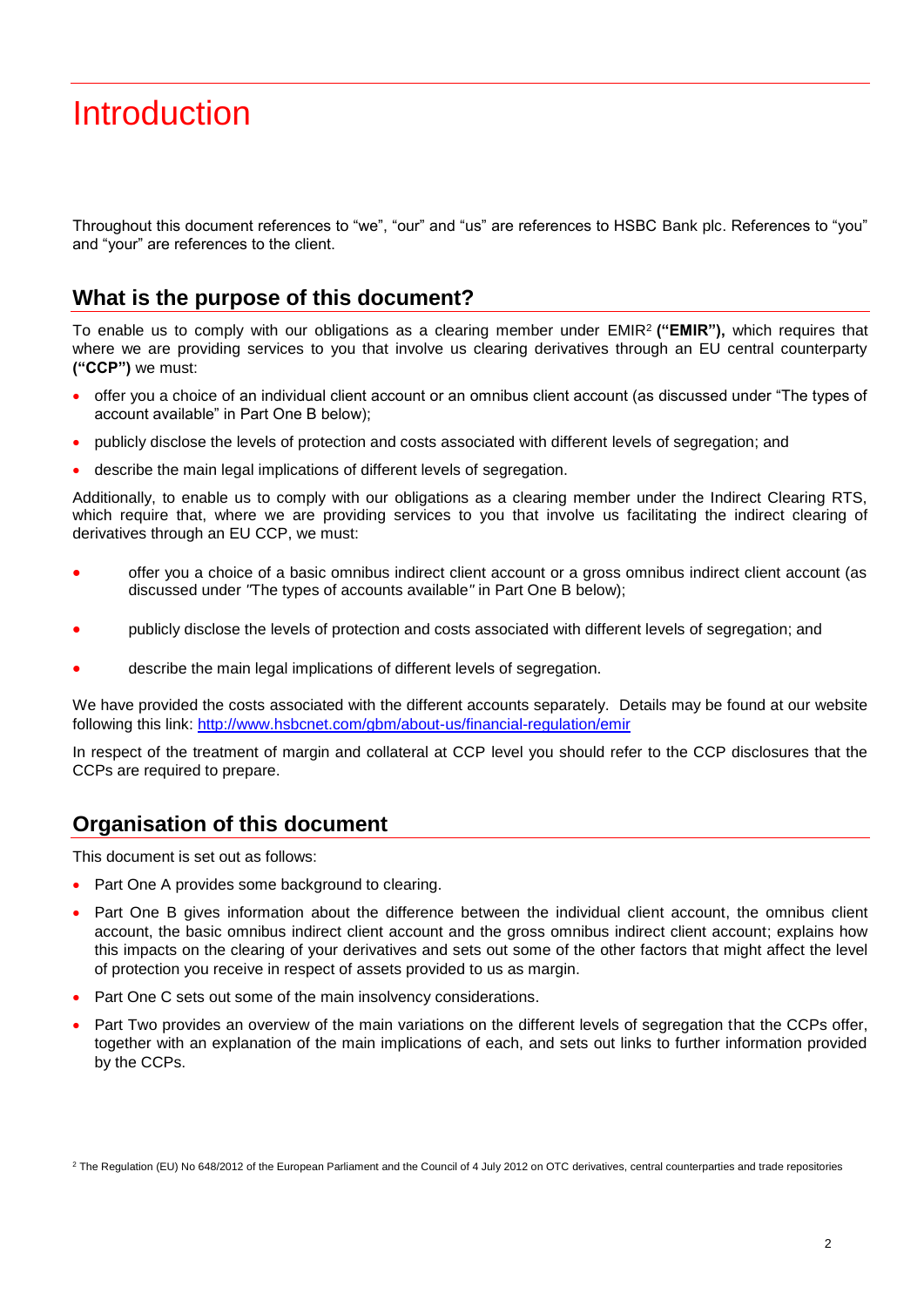# Introduction

Throughout this document references to "we", "our" and "us" are references to HSBC Bank plc. References to "you" and "your" are references to the client.

## What is the purpose of this document?

To enable us to comply with our obligations as a clearing member under EMIR[2] **("EMIR"),** which requires that where we are providing services to you that involve us clearing derivatives through an EU central counterparty **("CCP")** we must:

- offer you a choice of an individual client account or an omnibus client account (as discussed under "The types of account available" in Part One B below);
- publicly disclose the levels of protection and costs associated with different levels of segregation; and
- describe the main legal implications of different levels of segregation.

Additionally, to enable us to comply with our obligations as a clearing member under the Indirect Clearing RTS, which require that, where we are providing services to you that involve us facilitating the indirect clearing of derivatives through an EU CCP, we must:

- offer you a choice of a basic omnibus indirect client account or a gross omnibus indirect client account (as discussed under *"*The types of accounts available*"* in Part One B below);
- publicly disclose the levels of protection and costs associated with different levels of segregation; and
- describe the main legal implications of different levels of segregation.

We have provided the costs associated with the different accounts separately. Details may be found at our website following this link: [http://www.hsbcnet.com/gbm/about-us/financial-regulation/emir](http://www.hsbcnet.com/gbm/about-us/financial-regulation/emir)

In respect of the treatment of margin and collateral at CCP level you should refer to the CCP disclosures that the CCPs are required to prepare.

## Organisation of this document

This document is set out as follows:

- Part One A provides some background to clearing.
- Part One B gives information about the difference between the individual client account, the omnibus client account, the basic omnibus indirect client account and the gross omnibus indirect client account; explains how this impacts on the clearing of your derivatives and sets out some of the other factors that might affect the level of protection you receive in respect of assets provided to us as margin.
- Part One C sets out some of the main insolvency considerations.
- Part Two provides an overview of the main variations on the different levels of segregation that the CCPs offer, together with an explanation of the main implications of each, and sets out links to further information provided by the CCPs.

[2] The Regulation (EU) No 648/2012 of the European Parliament and the Council of 4 July 2012 on OTC derivatives, central counterparties and trade repositories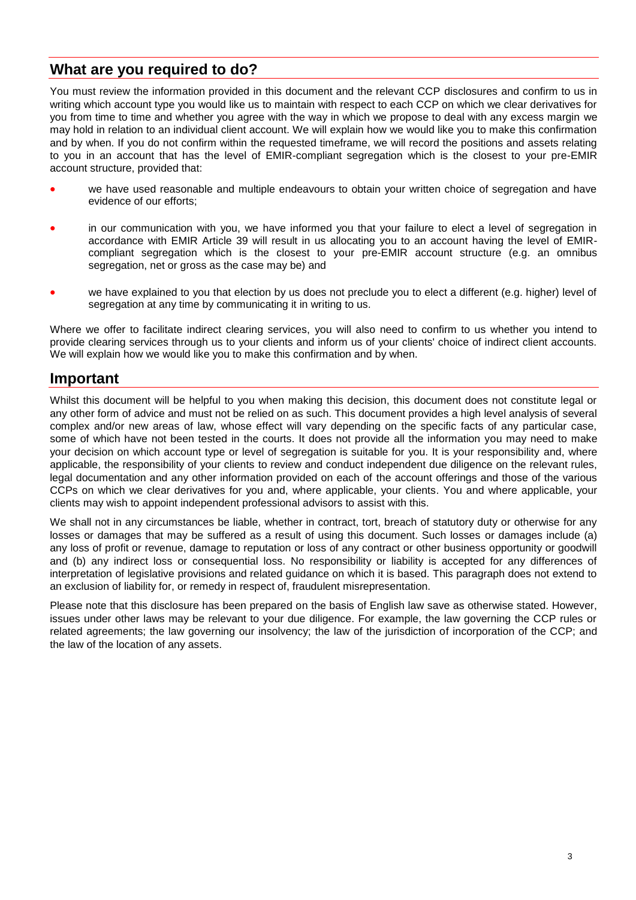## What are you required to do?

You must review the information provided in this document and the relevant CCP disclosures and confirm to us in writing which account type you would like us to maintain with respect to each CCP on which we clear derivatives for you from time to time and whether you agree with the way in which we propose to deal with any excess margin we may hold in relation to an individual client account. We will explain how we would like you to make this confirmation and by when. If you do not confirm within the requested timeframe, we will record the positions and assets relating to you in an account that has the level of EMIR-compliant segregation which is the closest to your pre-EMIR account structure, provided that:

- we have used reasonable and multiple endeavours to obtain your written choice of segregation and have evidence of our efforts;
- in our communication with you, we have informed you that your failure to elect a level of segregation in accordance with EMIR Article 39 will result in us allocating you to an account having the level of EMIR-compliant segregation which is the closest to your pre-EMIR account structure (e.g. an omnibus segregation, net or gross as the case may be) and
- we have explained to you that election by us does not preclude you to elect a different (e.g. higher) level of segregation at any time by communicating it in writing to us.

Where we offer to facilitate indirect clearing services, you will also need to confirm to us whether you intend to provide clearing services through us to your clients and inform us of your clients' choice of indirect client accounts. We will explain how we would like you to make this confirmation and by when.

## Important

Whilst this document will be helpful to you when making this decision, this document does not constitute legal or any other form of advice and must not be relied on as such. This document provides a high level analysis of several complex and/or new areas of law, whose effect will vary depending on the specific facts of any particular case, some of which have not been tested in the courts. It does not provide all the information you may need to make your decision on which account type or level of segregation is suitable for you. It is your responsibility and, where applicable, the responsibility of your clients to review and conduct independent due diligence on the relevant rules, legal documentation and any other information provided on each of the account offerings and those of the various CCPs on which we clear derivatives for you and, where applicable, your clients. You and where applicable, your clients may wish to appoint independent professional advisors to assist with this.

We shall not in any circumstances be liable, whether in contract, tort, breach of statutory duty or otherwise for any losses or damages that may be suffered as a result of using this document. Such losses or damages include (a) any loss of profit or revenue, damage to reputation or loss of any contract or other business opportunity or goodwill and (b) any indirect loss or consequential loss. No responsibility or liability is accepted for any differences of interpretation of legislative provisions and related guidance on which it is based. This paragraph does not extend to an exclusion of liability for, or remedy in respect of, fraudulent misrepresentation.

Please note that this disclosure has been prepared on the basis of English law save as otherwise stated. However, issues under other laws may be relevant to your due diligence. For example, the law governing the CCP rules or related agreements; the law governing our insolvency; the law of the jurisdiction of incorporation of the CCP; and the law of the location of any assets.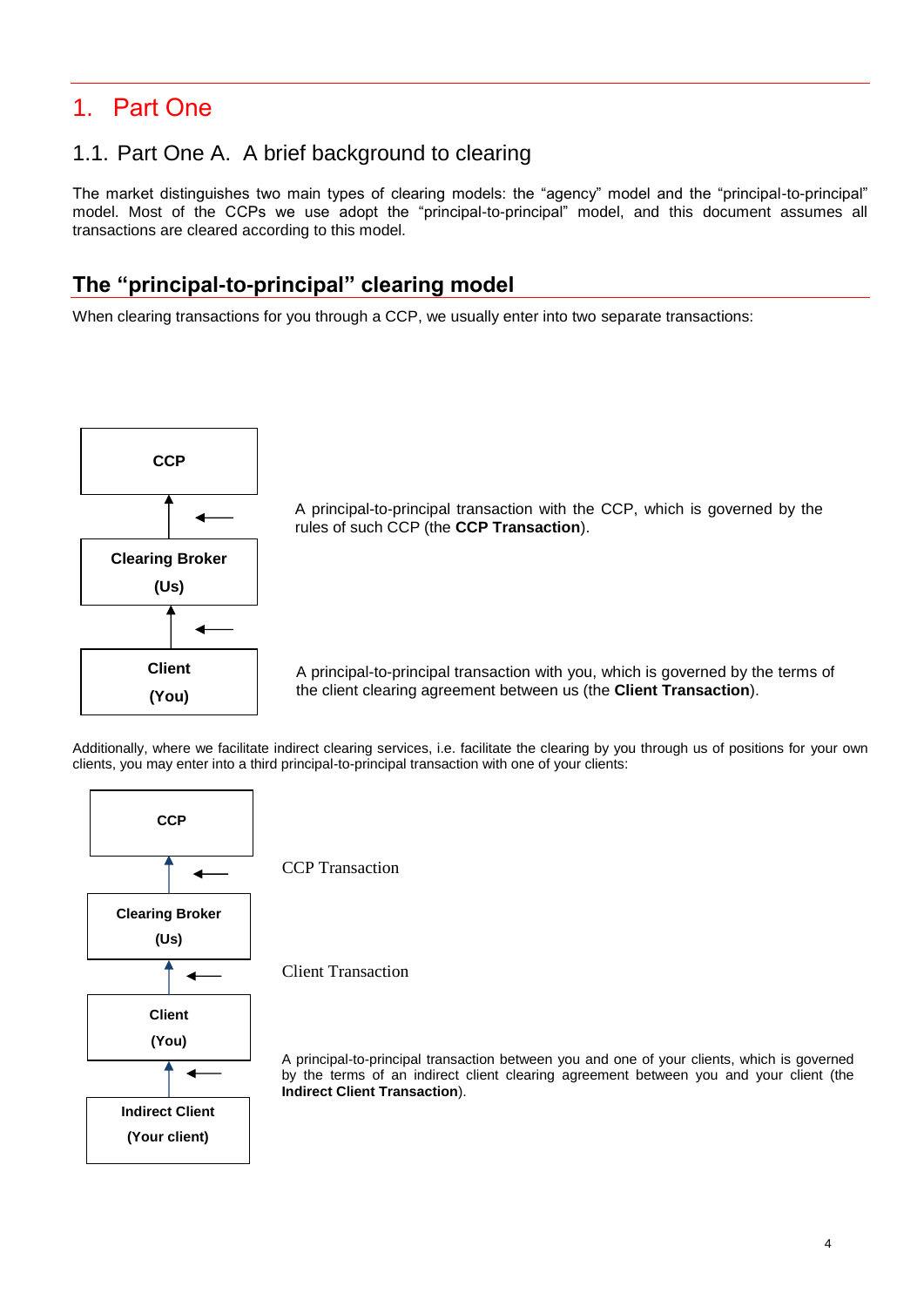# 1. Part One

## 1.1. Part One A. A brief background to clearing

The market distinguishes two main types of clearing models: the "agency" model and the "principal-to-principal" model. Most of the CCPs we use adopt the "principal-to-principal" model, and this document assumes all transactions are cleared according to this model.

### The "principal-to-principal" clearing model

When clearing transactions for you through a CCP, we usually enter into two separate transactions:

**CCP**

**Clearing Broker (Us)**

**Client (You)**

A principal-to-principal transaction with the CCP, which is governed by the rules of such CCP (the **CCP Transaction**).

A principal-to-principal transaction with you, which is governed by the terms of the client clearing agreement between us (the **Client Transaction**).

Additionally, where we facilitate indirect clearing services, i.e. facilitate the clearing by you through us of positions for your own clients, you may enter into a third principal-to-principal transaction with one of your clients:

**CCP**

**Clearing Broker (Us)**

**Client (You)**

**Indirect Client (Your client)**

CCP Transaction

Client Transaction

A principal-to-principal transaction between you and one of your clients, which is governed by the terms of an indirect client clearing agreement between you and your client (the **Indirect Client Transaction**).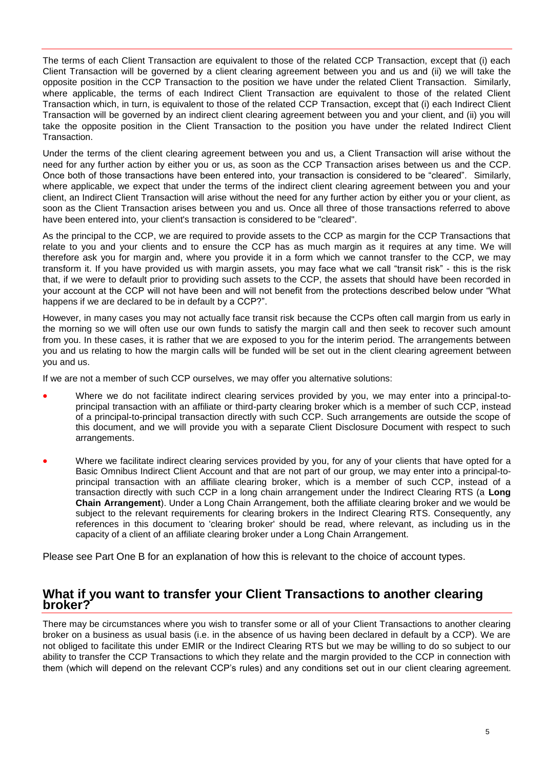The terms of each Client Transaction are equivalent to those of the related CCP Transaction, except that (i) each Client Transaction will be governed by a client clearing agreement between you and us and (ii) we will take the opposite position in the CCP Transaction to the position we have under the related Client Transaction. Similarly, where applicable, the terms of each Indirect Client Transaction are equivalent to those of the related Client Transaction which, in turn, is equivalent to those of the related CCP Transaction, except that (i) each Indirect Client Transaction will be governed by an indirect client clearing agreement between you and your client, and (ii) you will take the opposite position in the Client Transaction to the position you have under the related Indirect Client Transaction.

Under the terms of the client clearing agreement between you and us, a Client Transaction will arise without the need for any further action by either you or us, as soon as the CCP Transaction arises between us and the CCP. Once both of those transactions have been entered into, your transaction is considered to be "cleared". Similarly, where applicable, we expect that under the terms of the indirect client clearing agreement between you and your client, an Indirect Client Transaction will arise without the need for any further action by either you or your client, as soon as the Client Transaction arises between you and us. Once all three of those transactions referred to above have been entered into, your client's transaction is considered to be "cleared".

As the principal to the CCP, we are required to provide assets to the CCP as margin for the CCP Transactions that relate to you and your clients and to ensure the CCP has as much margin as it requires at any time. We will therefore ask you for margin and, where you provide it in a form which we cannot transfer to the CCP, we may transform it. If you have provided us with margin assets, you may face what we call "transit risk" - this is the risk that, if we were to default prior to providing such assets to the CCP, the assets that should have been recorded in your account at the CCP will not have been and will not benefit from the protections described below under "What happens if we are declared to be in default by a CCP?".

However, in many cases you may not actually face transit risk because the CCPs often call margin from us early in the morning so we will often use our own funds to satisfy the margin call and then seek to recover such amount from you. In these cases, it is rather that we are exposed to you for the interim period. The arrangements between you and us relating to how the margin calls will be funded will be set out in the client clearing agreement between you and us.

If we are not a member of such CCP ourselves, we may offer you alternative solutions:

- Where we do not facilitate indirect clearing services provided by you, we may enter into a principal-to-principal transaction with an affiliate or third-party clearing broker which is a member of such CCP, instead of a principal-to-principal transaction directly with such CCP. Such arrangements are outside the scope of this document, and we will provide you with a separate Client Disclosure Document with respect to such arrangements.
- Where we facilitate indirect clearing services provided by you, for any of your clients that have opted for a Basic Omnibus Indirect Client Account and that are not part of our group, we may enter into a principal-to-principal transaction with an affiliate clearing broker, which is a member of such CCP, instead of a transaction directly with such CCP in a long chain arrangement under the Indirect Clearing RTS (a **Long Chain Arrangement**). Under a Long Chain Arrangement, both the affiliate clearing broker and we would be subject to the relevant requirements for clearing brokers in the Indirect Clearing RTS. Consequently, any references in this document to 'clearing broker' should be read, where relevant, as including us in the capacity of a client of an affiliate clearing broker under a Long Chain Arrangement.

Please see Part One B for an explanation of how this is relevant to the choice of account types.

## What if you want to transfer your Client Transactions to another clearing broker?

There may be circumstances where you wish to transfer some or all of your Client Transactions to another clearing broker on a business as usual basis (i.e. in the absence of us having been declared in default by a CCP). We are not obliged to facilitate this under EMIR or the Indirect Clearing RTS but we may be willing to do so subject to our ability to transfer the CCP Transactions to which they relate and the margin provided to the CCP in connection with them (which will depend on the relevant CCP's rules) and any conditions set out in our client clearing agreement.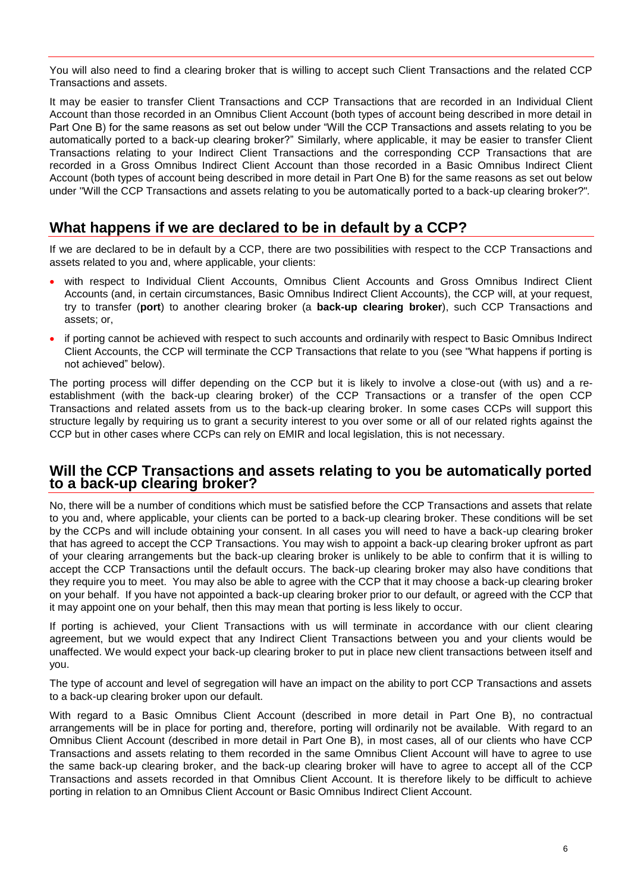You will also need to find a clearing broker that is willing to accept such Client Transactions and the related CCP Transactions and assets.

It may be easier to transfer Client Transactions and CCP Transactions that are recorded in an Individual Client Account than those recorded in an Omnibus Client Account (both types of account being described in more detail in Part One B) for the same reasons as set out below under "Will the CCP Transactions and assets relating to you be automatically ported to a back-up clearing broker?" Similarly, where applicable, it may be easier to transfer Client Transactions relating to your Indirect Client Transactions and the corresponding CCP Transactions that are recorded in a Gross Omnibus Indirect Client Account than those recorded in a Basic Omnibus Indirect Client Account (both types of account being described in more detail in Part One B) for the same reasons as set out below under "Will the CCP Transactions and assets relating to you be automatically ported to a back-up clearing broker?".

## What happens if we are declared to be in default by a CCP?

If we are declared to be in default by a CCP, there are two possibilities with respect to the CCP Transactions and assets related to you and, where applicable, your clients:

- with respect to Individual Client Accounts, Omnibus Client Accounts and Gross Omnibus Indirect Client Accounts (and, in certain circumstances, Basic Omnibus Indirect Client Accounts), the CCP will, at your request, try to transfer (**port**) to another clearing broker (a **back-up clearing broker**), such CCP Transactions and assets; or,
- if porting cannot be achieved with respect to such accounts and ordinarily with respect to Basic Omnibus Indirect Client Accounts, the CCP will terminate the CCP Transactions that relate to you (see "What happens if porting is not achieved" below).

The porting process will differ depending on the CCP but it is likely to involve a close-out (with us) and a re-establishment (with the back-up clearing broker) of the CCP Transactions or a transfer of the open CCP Transactions and related assets from us to the back-up clearing broker. In some cases CCPs will support this structure legally by requiring us to grant a security interest to you over some or all of our related rights against the CCP but in other cases where CCPs can rely on EMIR and local legislation, this is not necessary.

## Will the CCP Transactions and assets relating to you be automatically ported to a back-up clearing broker?

No, there will be a number of conditions which must be satisfied before the CCP Transactions and assets that relate to you and, where applicable, your clients can be ported to a back-up clearing broker. These conditions will be set by the CCPs and will include obtaining your consent. In all cases you will need to have a back-up clearing broker that has agreed to accept the CCP Transactions. You may wish to appoint a back-up clearing broker upfront as part of your clearing arrangements but the back-up clearing broker is unlikely to be able to confirm that it is willing to accept the CCP Transactions until the default occurs. The back-up clearing broker may also have conditions that they require you to meet. You may also be able to agree with the CCP that it may choose a back-up clearing broker on your behalf. If you have not appointed a back-up clearing broker prior to our default, or agreed with the CCP that it may appoint one on your behalf, then this may mean that porting is less likely to occur.

If porting is achieved, your Client Transactions with us will terminate in accordance with our client clearing agreement, but we would expect that any Indirect Client Transactions between you and your clients would be unaffected. We would expect your back-up clearing broker to put in place new client transactions between itself and you.

The type of account and level of segregation will have an impact on the ability to port CCP Transactions and assets to a back-up clearing broker upon our default.

With regard to a Basic Omnibus Client Account (described in more detail in Part One B), no contractual arrangements will be in place for porting and, therefore, porting will ordinarily not be available. With regard to an Omnibus Client Account (described in more detail in Part One B), in most cases, all of our clients who have CCP Transactions and assets relating to them recorded in the same Omnibus Client Account will have to agree to use the same back-up clearing broker, and the back-up clearing broker will have to agree to accept all of the CCP Transactions and assets recorded in that Omnibus Client Account. It is therefore likely to be difficult to achieve porting in relation to an Omnibus Client Account or Basic Omnibus Indirect Client Account.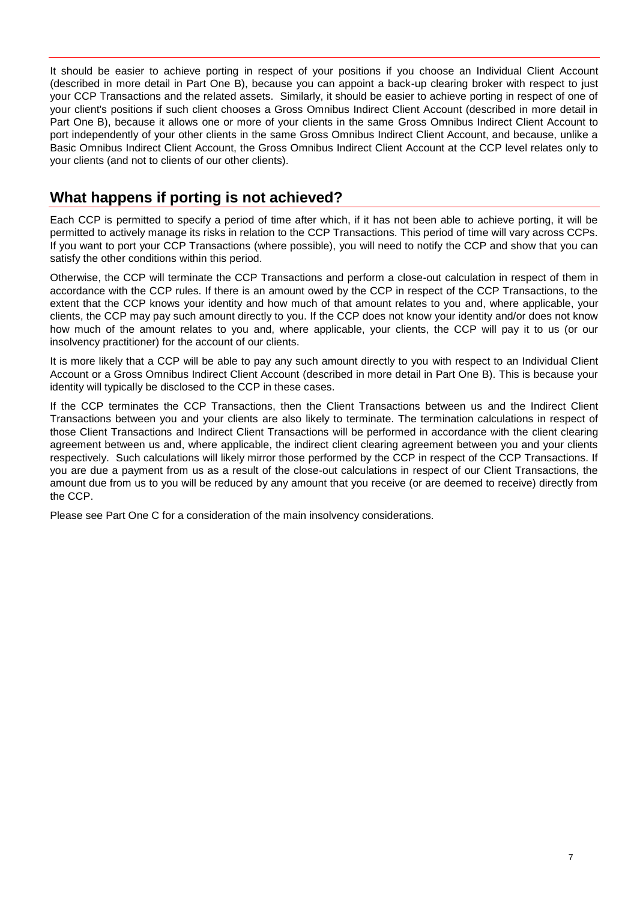It should be easier to achieve porting in respect of your positions if you choose an Individual Client Account (described in more detail in Part One B), because you can appoint a back-up clearing broker with respect to just your CCP Transactions and the related assets. Similarly, it should be easier to achieve porting in respect of one of your client's positions if such client chooses a Gross Omnibus Indirect Client Account (described in more detail in Part One B), because it allows one or more of your clients in the same Gross Omnibus Indirect Client Account to port independently of your other clients in the same Gross Omnibus Indirect Client Account, and because, unlike a Basic Omnibus Indirect Client Account, the Gross Omnibus Indirect Client Account at the CCP level relates only to your clients (and not to clients of our other clients).

## What happens if porting is not achieved?

Each CCP is permitted to specify a period of time after which, if it has not been able to achieve porting, it will be permitted to actively manage its risks in relation to the CCP Transactions. This period of time will vary across CCPs. If you want to port your CCP Transactions (where possible), you will need to notify the CCP and show that you can satisfy the other conditions within this period.

Otherwise, the CCP will terminate the CCP Transactions and perform a close-out calculation in respect of them in accordance with the CCP rules. If there is an amount owed by the CCP in respect of the CCP Transactions, to the extent that the CCP knows your identity and how much of that amount relates to you and, where applicable, your clients, the CCP may pay such amount directly to you. If the CCP does not know your identity and/or does not know how much of the amount relates to you and, where applicable, your clients, the CCP will pay it to us (or our insolvency practitioner) for the account of our clients.

It is more likely that a CCP will be able to pay any such amount directly to you with respect to an Individual Client Account or a Gross Omnibus Indirect Client Account (described in more detail in Part One B). This is because your identity will typically be disclosed to the CCP in these cases.

If the CCP terminates the CCP Transactions, then the Client Transactions between us and the Indirect Client Transactions between you and your clients are also likely to terminate. The termination calculations in respect of those Client Transactions and Indirect Client Transactions will be performed in accordance with the client clearing agreement between us and, where applicable, the indirect client clearing agreement between you and your clients respectively. Such calculations will likely mirror those performed by the CCP in respect of the CCP Transactions. If you are due a payment from us as a result of the close-out calculations in respect of our Client Transactions, the amount due from us to you will be reduced by any amount that you receive (or are deemed to receive) directly from the CCP.

Please see Part One C for a consideration of the main insolvency considerations.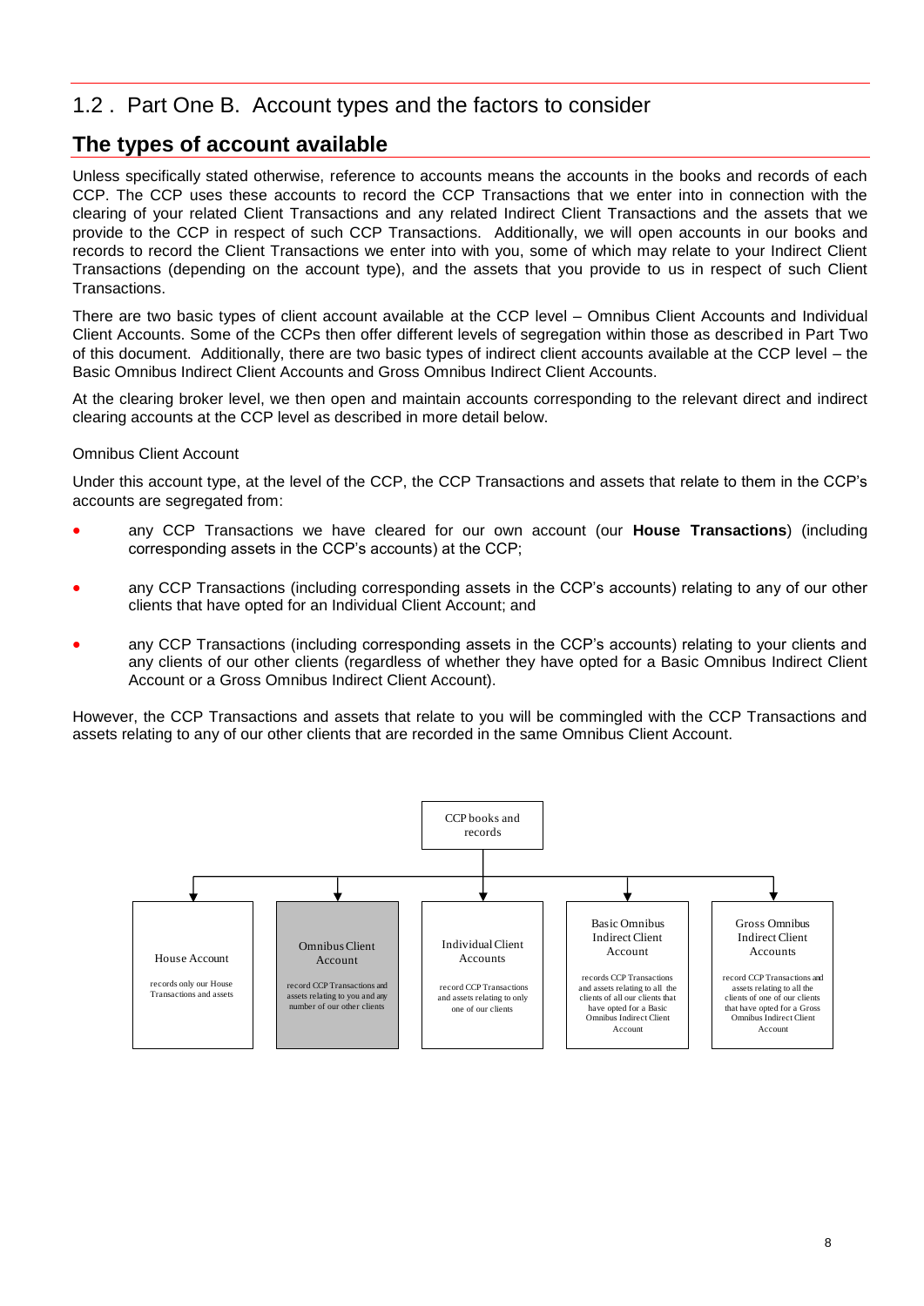## 1.2 . Part One B. Account types and the factors to consider

### The types of account available

Unless specifically stated otherwise, reference to accounts means the accounts in the books and records of each CCP. The CCP uses these accounts to record the CCP Transactions that we enter into in connection with the clearing of your related Client Transactions and any related Indirect Client Transactions and the assets that we provide to the CCP in respect of such CCP Transactions. Additionally, we will open accounts in our books and records to record the Client Transactions we enter into with you, some of which may relate to your Indirect Client Transactions (depending on the account type), and the assets that you provide to us in respect of such Client Transactions.

There are two basic types of client account available at the CCP level – Omnibus Client Accounts and Individual Client Accounts. Some of the CCPs then offer different levels of segregation within those as described in Part Two of this document. Additionally, there are two basic types of indirect client accounts available at the CCP level – the Basic Omnibus Indirect Client Accounts and Gross Omnibus Indirect Client Accounts.

At the clearing broker level, we then open and maintain accounts corresponding to the relevant direct and indirect clearing accounts at the CCP level as described in more detail below.

Omnibus Client Account

Under this account type, at the level of the CCP, the CCP Transactions and assets that relate to them in the CCP's accounts are segregated from:

- any CCP Transactions we have cleared for our own account (our **House Transactions**) (including corresponding assets in the CCP's accounts) at the CCP;
- any CCP Transactions (including corresponding assets in the CCP's accounts) relating to any of our other clients that have opted for an Individual Client Account; and
- any CCP Transactions (including corresponding assets in the CCP's accounts) relating to your clients and any clients of our other clients (regardless of whether they have opted for a Basic Omnibus Indirect Client Account or a Gross Omnibus Indirect Client Account).

However, the CCP Transactions and assets that relate to you will be commingled with the CCP Transactions and assets relating to any of our other clients that are recorded in the same Omnibus Client Account.

CCP books and records

- **House Account** – records only our House Transactions and assets
- **Omnibus Client Account** – record CCP Transactions and assets relating to you and any number of our other clients
- **Individual Client Accounts** – record CCP Transactions and assets relating to only one of our clients
- **Basic Omnibus Indirect Client Account** – records CCP Transactions and assets relating to all the clients of all our clients that have opted for a Basic Omnibus Indirect Client Account
- **Gross Omnibus Indirect Client Accounts** – record CCP Transactions and assets relating to all the clients of one of our clients that have opted for a Gross Omnibus Indirect Client Account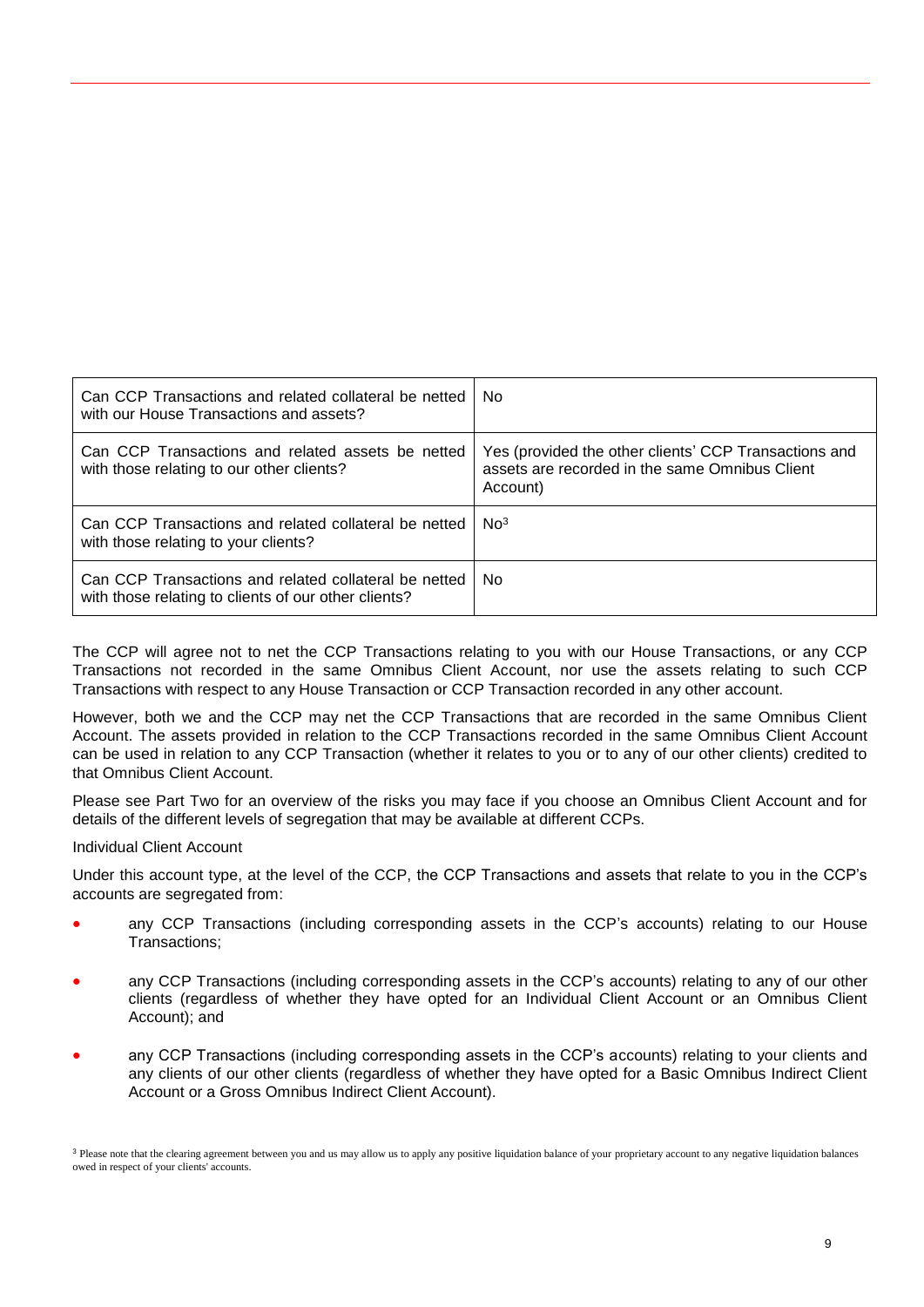| Can CCP Transactions and related collateral be netted with our House Transactions and assets? | No |
|---|---|
| Can CCP Transactions and related assets be netted with those relating to our other clients? | Yes (provided the other clients' CCP Transactions and assets are recorded in the same Omnibus Client Account) |
| Can CCP Transactions and related collateral be netted with those relating to your clients? | No[3] |
| Can CCP Transactions and related collateral be netted with those relating to clients of our other clients? | No |

The CCP will agree not to net the CCP Transactions relating to you with our House Transactions, or any CCP Transactions not recorded in the same Omnibus Client Account, nor use the assets relating to such CCP Transactions with respect to any House Transaction or CCP Transaction recorded in any other account.

However, both we and the CCP may net the CCP Transactions that are recorded in the same Omnibus Client Account. The assets provided in relation to the CCP Transactions recorded in the same Omnibus Client Account can be used in relation to any CCP Transaction (whether it relates to you or to any of our other clients) credited to that Omnibus Client Account.

Please see Part Two for an overview of the risks you may face if you choose an Omnibus Client Account and for details of the different levels of segregation that may be available at different CCPs.

Individual Client Account

Under this account type, at the level of the CCP, the CCP Transactions and assets that relate to you in the CCP's accounts are segregated from:

- any CCP Transactions (including corresponding assets in the CCP's accounts) relating to our House Transactions;
- any CCP Transactions (including corresponding assets in the CCP's accounts) relating to any of our other clients (regardless of whether they have opted for an Individual Client Account or an Omnibus Client Account); and
- any CCP Transactions (including corresponding assets in the CCP's accounts) relating to your clients and any clients of our other clients (regardless of whether they have opted for a Basic Omnibus Indirect Client Account or a Gross Omnibus Indirect Client Account).

[3] Please note that the clearing agreement between you and us may allow us to apply any positive liquidation balance of your proprietary account to any negative liquidation balances owed in respect of your clients' accounts.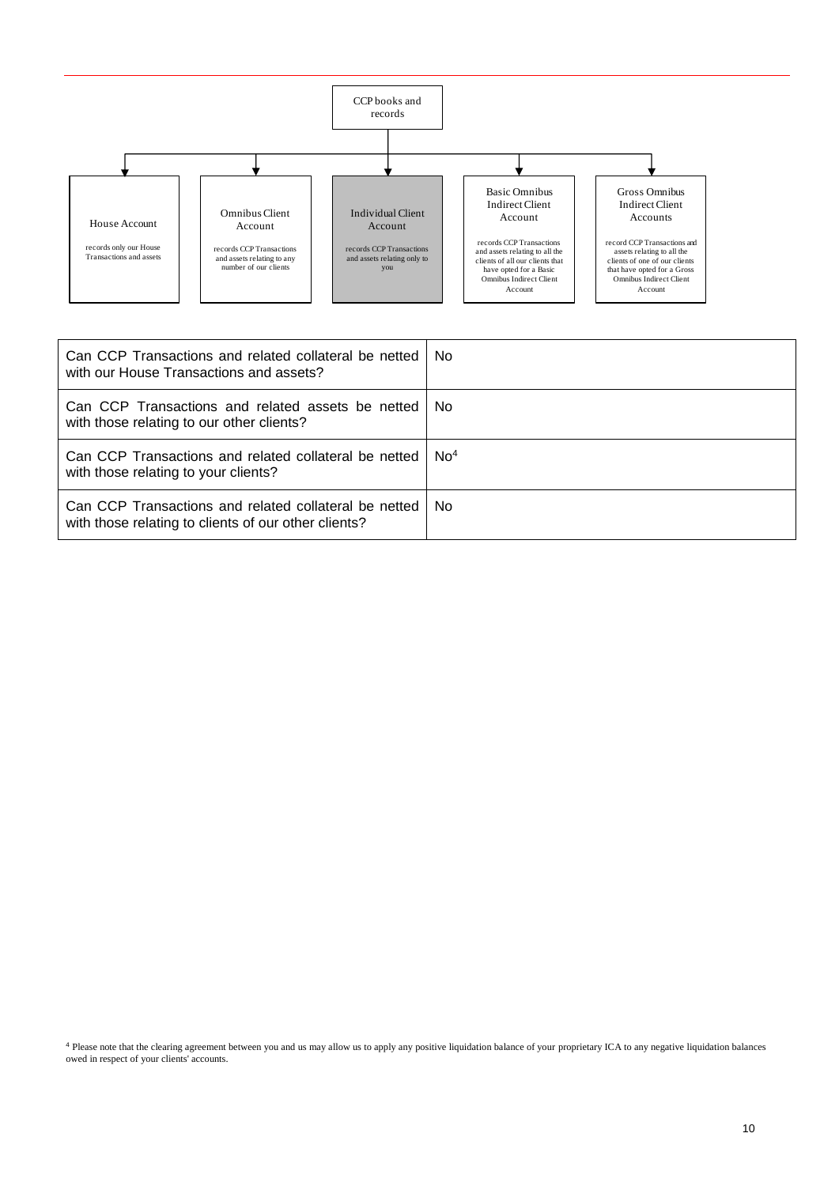CCP books and records

- **House Account** — records only our House Transactions and assets
- **Omnibus Client Account** — records CCP Transactions and assets relating to any number of our clients
- **Individual Client Account** — records CCP Transactions and assets relating only to you
- **Basic Omnibus Indirect Client Account** — records CCP Transactions and assets relating to all the clients of all our clients that have opted for a Basic Omnibus Indirect Client Account
- **Gross Omnibus Indirect Client Accounts** — record CCP Transactions and assets relating to all the clients of one of our clients that have opted for a Gross Omnibus Indirect Client Account

| | |
|---|---|
| Can CCP Transactions and related collateral be netted with our House Transactions and assets? | No |
| Can CCP Transactions and related assets be netted with those relating to our other clients? | No |
| Can CCP Transactions and related collateral be netted with those relating to your clients? | No[4] |
| Can CCP Transactions and related collateral be netted with those relating to clients of our other clients? | No |

[4] Please note that the clearing agreement between you and us may allow us to apply any positive liquidation balance of your proprietary ICA to any negative liquidation balances owed in respect of your clients' accounts.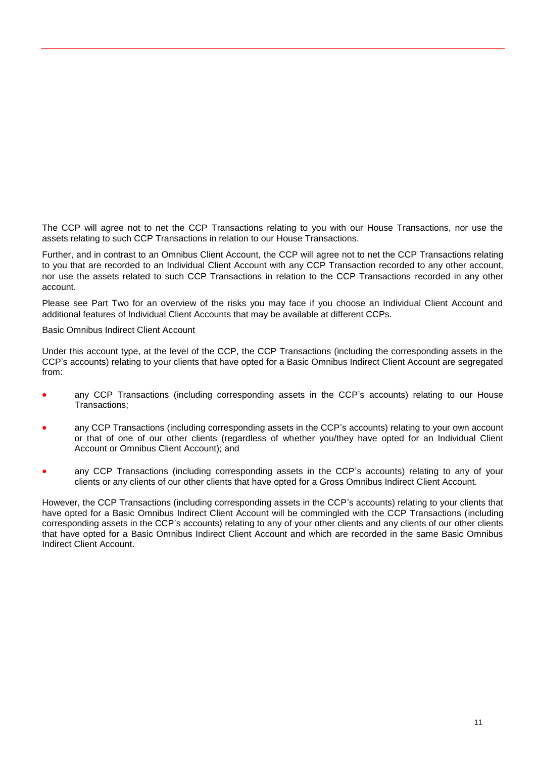The CCP will agree not to net the CCP Transactions relating to you with our House Transactions, nor use the assets relating to such CCP Transactions in relation to our House Transactions.

Further, and in contrast to an Omnibus Client Account, the CCP will agree not to net the CCP Transactions relating to you that are recorded to an Individual Client Account with any CCP Transaction recorded to any other account, nor use the assets related to such CCP Transactions in relation to the CCP Transactions recorded in any other account.

Please see Part Two for an overview of the risks you may face if you choose an Individual Client Account and additional features of Individual Client Accounts that may be available at different CCPs.

Basic Omnibus Indirect Client Account

Under this account type, at the level of the CCP, the CCP Transactions (including the corresponding assets in the CCP's accounts) relating to your clients that have opted for a Basic Omnibus Indirect Client Account are segregated from:

- any CCP Transactions (including corresponding assets in the CCP's accounts) relating to our House Transactions;
- any CCP Transactions (including corresponding assets in the CCP's accounts) relating to your own account or that of one of our other clients (regardless of whether you/they have opted for an Individual Client Account or Omnibus Client Account); and
- any CCP Transactions (including corresponding assets in the CCP's accounts) relating to any of your clients or any clients of our other clients that have opted for a Gross Omnibus Indirect Client Account.

However, the CCP Transactions (including corresponding assets in the CCP's accounts) relating to your clients that have opted for a Basic Omnibus Indirect Client Account will be commingled with the CCP Transactions (including corresponding assets in the CCP's accounts) relating to any of your other clients and any clients of our other clients that have opted for a Basic Omnibus Indirect Client Account and which are recorded in the same Basic Omnibus Indirect Client Account.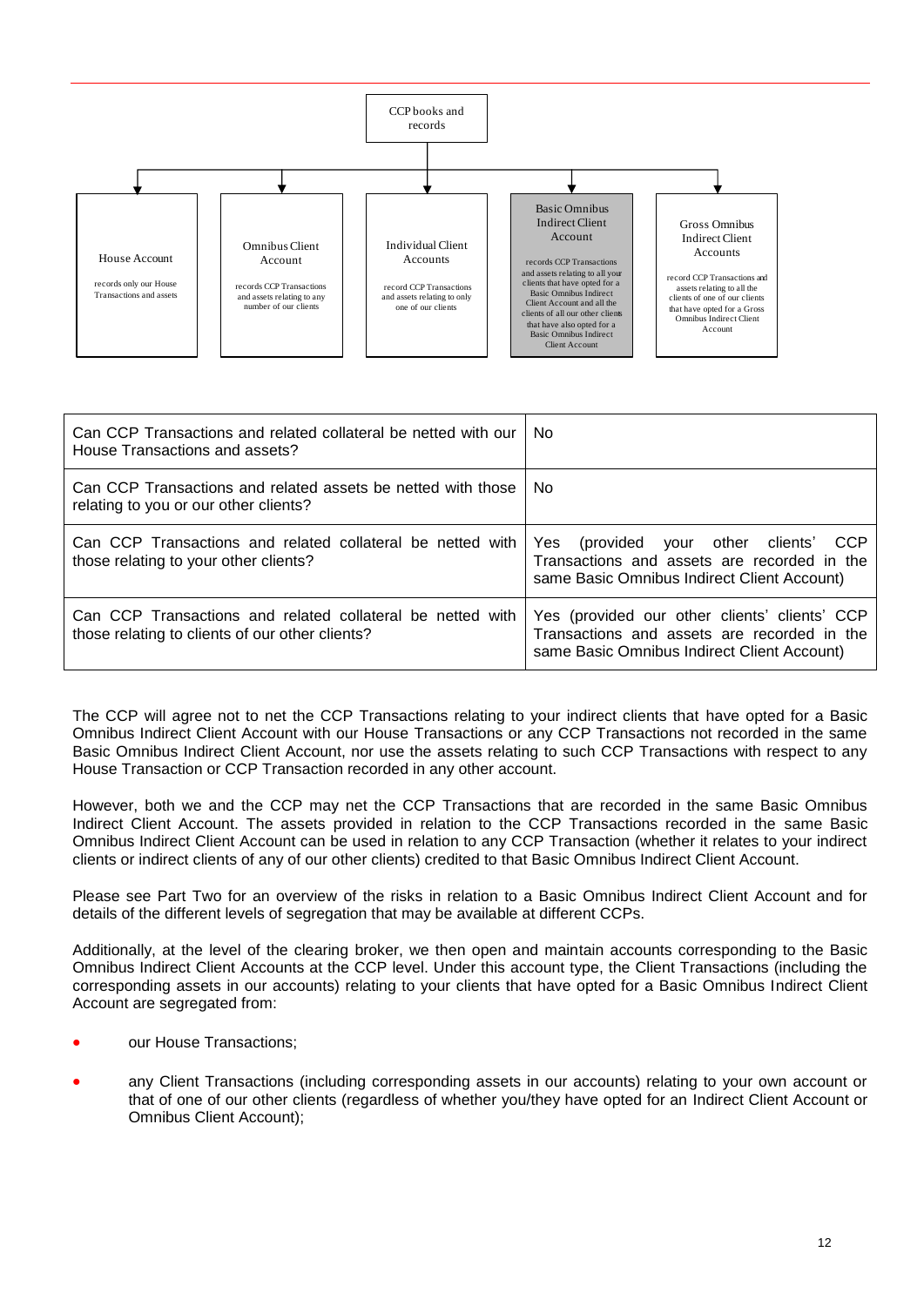CCP books and records

| House Account | Omnibus Client Account | Individual Client Accounts | Basic Omnibus Indirect Client Account | Gross Omnibus Indirect Client Accounts |
|---|---|---|---|---|
| records only our House Transactions and assets | records CCP Transactions and assets relating to any number of our clients | record CCP Transactions and assets relating to only one of our clients | records CCP Transactions and assets relating to all your clients that have opted for a Basic Omnibus Indirect Client Account and all the clients of all our other clients that have also opted for a Basic Omnibus Indirect Client Account | record CCP Transactions and assets relating to all the clients of one of our clients that have opted for a Gross Omnibus Indirect Client Account |

| | |
|---|---|
| Can CCP Transactions and related collateral be netted with our House Transactions and assets? | No |
| Can CCP Transactions and related assets be netted with those relating to you or our other clients? | No |
| Can CCP Transactions and related collateral be netted with those relating to your other clients? | Yes (provided your other clients' CCP Transactions and assets are recorded in the same Basic Omnibus Indirect Client Account) |
| Can CCP Transactions and related collateral be netted with those relating to clients of our other clients? | Yes (provided our other clients' clients' CCP Transactions and assets are recorded in the same Basic Omnibus Indirect Client Account) |

The CCP will agree not to net the CCP Transactions relating to your indirect clients that have opted for a Basic Omnibus Indirect Client Account with our House Transactions or any CCP Transactions not recorded in the same Basic Omnibus Indirect Client Account, nor use the assets relating to such CCP Transactions with respect to any House Transaction or CCP Transaction recorded in any other account.

However, both we and the CCP may net the CCP Transactions that are recorded in the same Basic Omnibus Indirect Client Account. The assets provided in relation to the CCP Transactions recorded in the same Basic Omnibus Indirect Client Account can be used in relation to any CCP Transaction (whether it relates to your indirect clients or indirect clients of any of our other clients) credited to that Basic Omnibus Indirect Client Account.

Please see Part Two for an overview of the risks in relation to a Basic Omnibus Indirect Client Account and for details of the different levels of segregation that may be available at different CCPs.

Additionally, at the level of the clearing broker, we then open and maintain accounts corresponding to the Basic Omnibus Indirect Client Accounts at the CCP level. Under this account type, the Client Transactions (including the corresponding assets in our accounts) relating to your clients that have opted for a Basic Omnibus Indirect Client Account are segregated from:

- our House Transactions;
- any Client Transactions (including corresponding assets in our accounts) relating to your own account or that of one of our other clients (regardless of whether you/they have opted for an Indirect Client Account or Omnibus Client Account);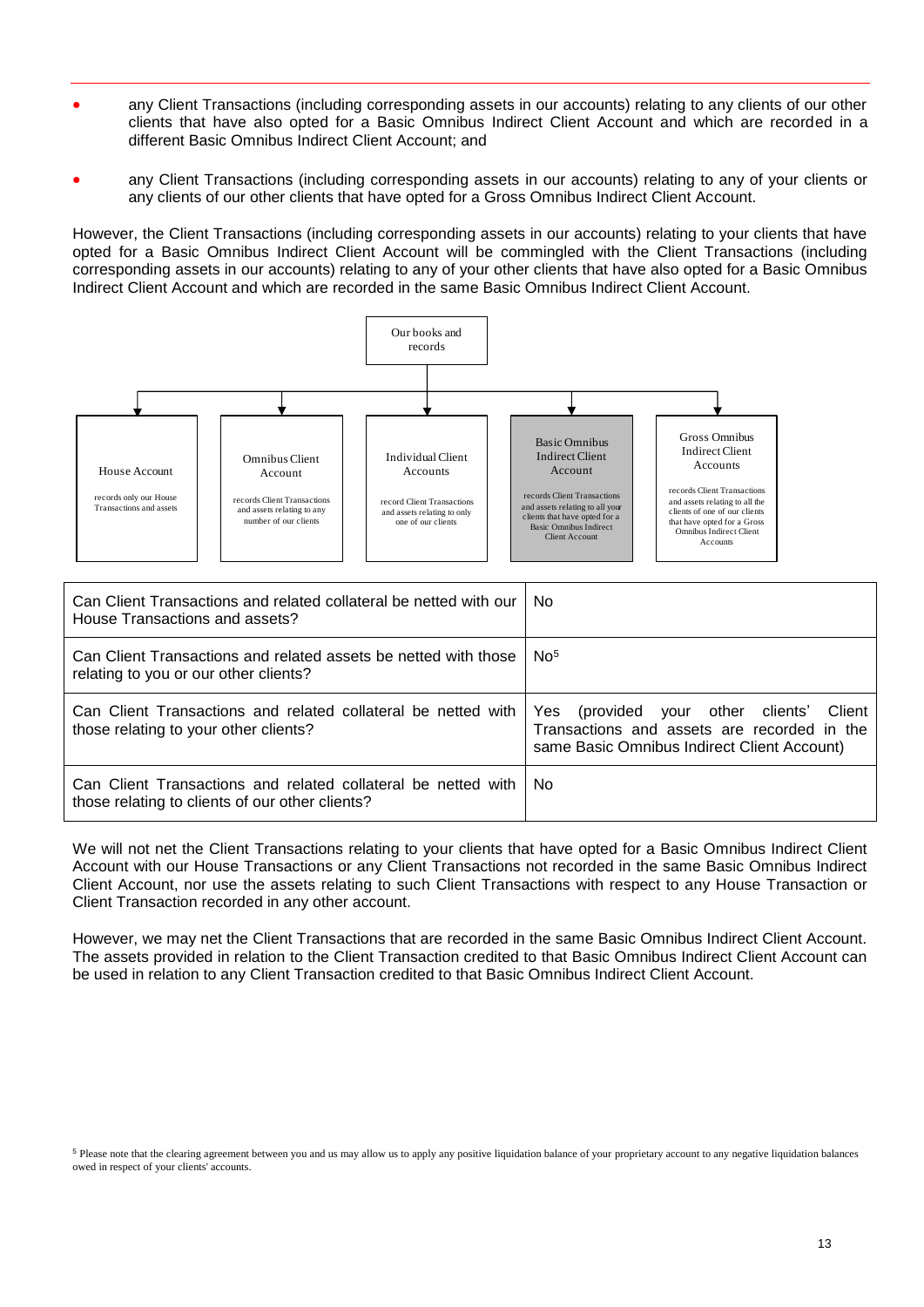- any Client Transactions (including corresponding assets in our accounts) relating to any clients of our other clients that have also opted for a Basic Omnibus Indirect Client Account and which are recorded in a different Basic Omnibus Indirect Client Account; and
- any Client Transactions (including corresponding assets in our accounts) relating to any of your clients or any clients of our other clients that have opted for a Gross Omnibus Indirect Client Account.

However, the Client Transactions (including corresponding assets in our accounts) relating to your clients that have opted for a Basic Omnibus Indirect Client Account will be commingled with the Client Transactions (including corresponding assets in our accounts) relating to any of your other clients that have also opted for a Basic Omnibus Indirect Client Account and which are recorded in the same Basic Omnibus Indirect Client Account.

Our books and records

- **House Account**: records only our House Transactions and assets
- **Omnibus Client Account**: records Client Transactions and assets relating to any number of our clients
- **Individual Client Accounts**: record Client Transactions and assets relating to only one of our clients
- **Basic Omnibus Indirect Client Account**: records Client Transactions and assets relating to all your clients that have opted for a Basic Omnibus Indirect Client Account
- **Gross Omnibus Indirect Client Accounts**: records Client Transactions and assets relating to all the clients of one of our clients that have opted for a Gross Omnibus Indirect Client Accounts

| Question | Answer |
|---|---|
| Can Client Transactions and related collateral be netted with our House Transactions and assets? | No |
| Can Client Transactions and related assets be netted with those relating to you or our other clients? | No[5] |
| Can Client Transactions and related collateral be netted with those relating to your other clients? | Yes (provided your other clients' Client Transactions and assets are recorded in the same Basic Omnibus Indirect Client Account) |
| Can Client Transactions and related collateral be netted with those relating to clients of our other clients? | No |

We will not net the Client Transactions relating to your clients that have opted for a Basic Omnibus Indirect Client Account with our House Transactions or any Client Transactions not recorded in the same Basic Omnibus Indirect Client Account, nor use the assets relating to such Client Transactions with respect to any House Transaction or Client Transaction recorded in any other account.

However, we may net the Client Transactions that are recorded in the same Basic Omnibus Indirect Client Account. The assets provided in relation to the Client Transaction credited to that Basic Omnibus Indirect Client Account can be used in relation to any Client Transaction credited to that Basic Omnibus Indirect Client Account.

[5] Please note that the clearing agreement between you and us may allow us to apply any positive liquidation balance of your proprietary account to any negative liquidation balances owed in respect of your clients' accounts.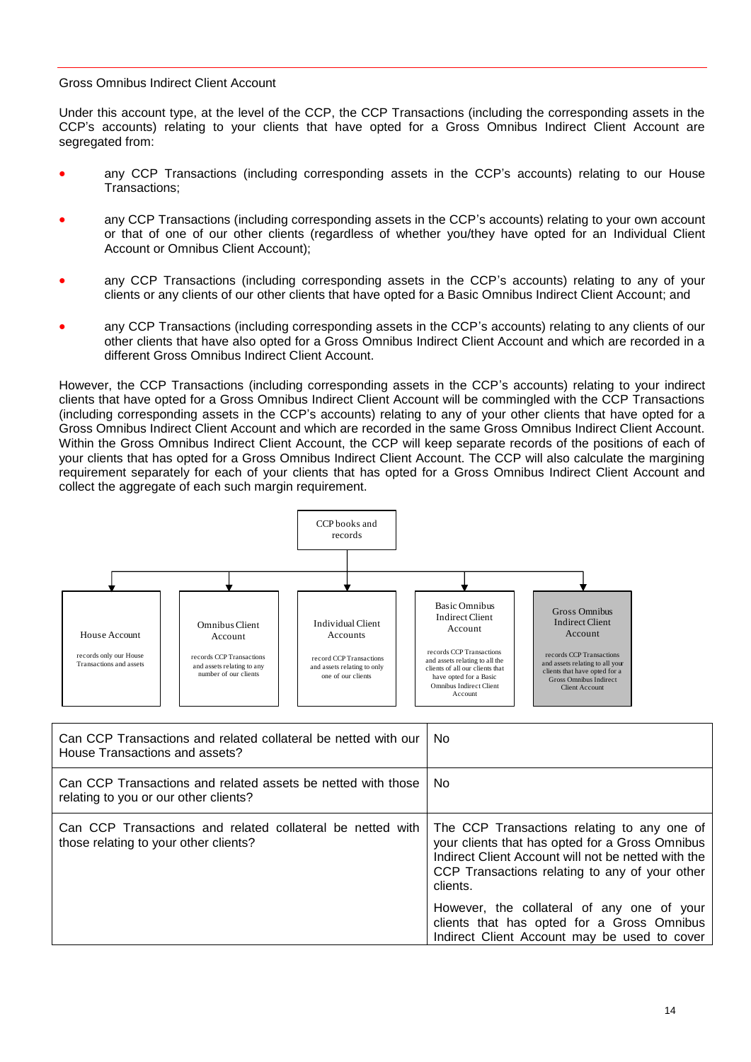Gross Omnibus Indirect Client Account

Under this account type, at the level of the CCP, the CCP Transactions (including the corresponding assets in the CCP's accounts) relating to your clients that have opted for a Gross Omnibus Indirect Client Account are segregated from:

- any CCP Transactions (including corresponding assets in the CCP's accounts) relating to our House Transactions;
- any CCP Transactions (including corresponding assets in the CCP's accounts) relating to your own account or that of one of our other clients (regardless of whether you/they have opted for an Individual Client Account or Omnibus Client Account);
- any CCP Transactions (including corresponding assets in the CCP's accounts) relating to any of your clients or any clients of our other clients that have opted for a Basic Omnibus Indirect Client Account; and
- any CCP Transactions (including corresponding assets in the CCP's accounts) relating to any clients of our other clients that have also opted for a Gross Omnibus Indirect Client Account and which are recorded in a different Gross Omnibus Indirect Client Account.

However, the CCP Transactions (including corresponding assets in the CCP's accounts) relating to your indirect clients that have opted for a Gross Omnibus Indirect Client Account will be commingled with the CCP Transactions (including corresponding assets in the CCP's accounts) relating to any of your other clients that have opted for a Gross Omnibus Indirect Client Account and which are recorded in the same Gross Omnibus Indirect Client Account. Within the Gross Omnibus Indirect Client Account, the CCP will keep separate records of the positions of each of your clients that has opted for a Gross Omnibus Indirect Client Account. The CCP will also calculate the margining requirement separately for each of your clients that has opted for a Gross Omnibus Indirect Client Account and collect the aggregate of each such margin requirement.

CCP books and records

- House Account — records only our House Transactions and assets
- Omnibus Client Account — records CCP Transactions and assets relating to any number of our clients
- Individual Client Accounts — record CCP Transactions and assets relating to only one of our clients
- Basic Omnibus Indirect Client Account — records CCP Transactions and assets relating to all the clients of all our clients that have opted for a Basic Omnibus Indirect Client Account
- Gross Omnibus Indirect Client Account — records CCP Transactions and assets relating to all your clients that have opted for a Gross Omnibus Indirect Client Account

| | |
|---|---|
| Can CCP Transactions and related collateral be netted with our House Transactions and assets? | No |
| Can CCP Transactions and related assets be netted with those relating to you or our other clients? | No |
| Can CCP Transactions and related collateral be netted with those relating to your other clients? | The CCP Transactions relating to any one of your clients that has opted for a Gross Omnibus Indirect Client Account will not be netted with the CCP Transactions relating to any of your other clients.<br><br>However, the collateral of any one of your clients that has opted for a Gross Omnibus Indirect Client Account may be used to cover |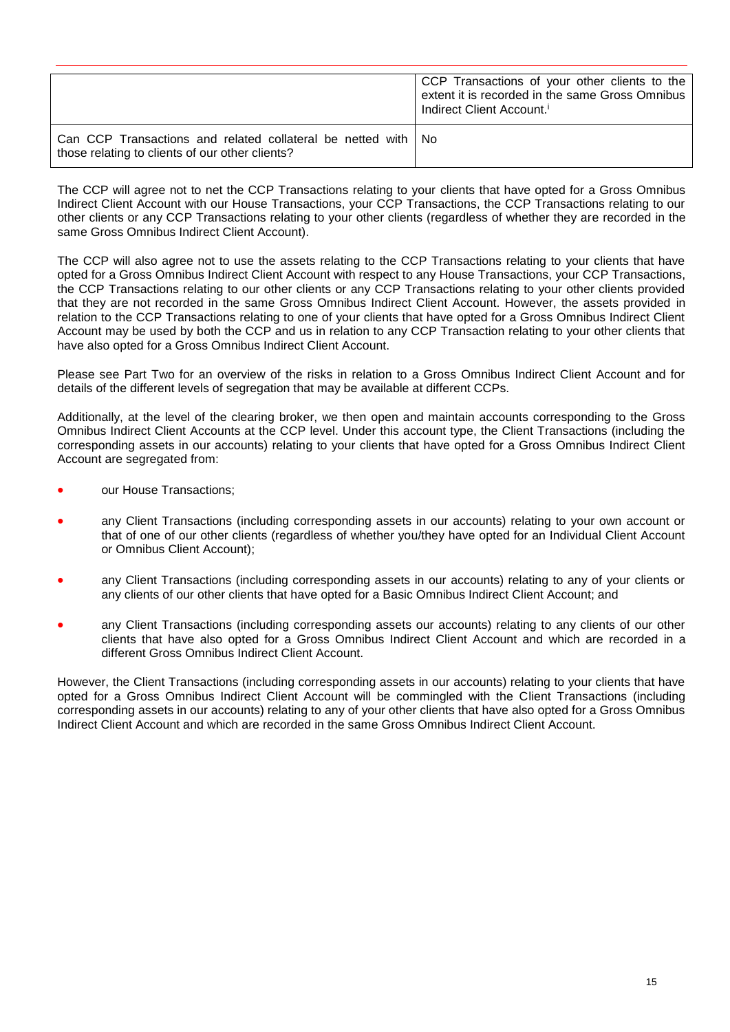| | |
|---|---|
| | CCP Transactions of your other clients to the extent it is recorded in the same Gross Omnibus Indirect Client Account.[i] |
| Can CCP Transactions and related collateral be netted with those relating to clients of our other clients? | No |

The CCP will agree not to net the CCP Transactions relating to your clients that have opted for a Gross Omnibus Indirect Client Account with our House Transactions, your CCP Transactions, the CCP Transactions relating to our other clients or any CCP Transactions relating to your other clients (regardless of whether they are recorded in the same Gross Omnibus Indirect Client Account).

The CCP will also agree not to use the assets relating to the CCP Transactions relating to your clients that have opted for a Gross Omnibus Indirect Client Account with respect to any House Transactions, your CCP Transactions, the CCP Transactions relating to our other clients or any CCP Transactions relating to your other clients provided that they are not recorded in the same Gross Omnibus Indirect Client Account. However, the assets provided in relation to the CCP Transactions relating to one of your clients that have opted for a Gross Omnibus Indirect Client Account may be used by both the CCP and us in relation to any CCP Transaction relating to your other clients that have also opted for a Gross Omnibus Indirect Client Account.

Please see Part Two for an overview of the risks in relation to a Gross Omnibus Indirect Client Account and for details of the different levels of segregation that may be available at different CCPs.

Additionally, at the level of the clearing broker, we then open and maintain accounts corresponding to the Gross Omnibus Indirect Client Accounts at the CCP level. Under this account type, the Client Transactions (including the corresponding assets in our accounts) relating to your clients that have opted for a Gross Omnibus Indirect Client Account are segregated from:

- our House Transactions;
- any Client Transactions (including corresponding assets in our accounts) relating to your own account or that of one of our other clients (regardless of whether you/they have opted for an Individual Client Account or Omnibus Client Account);
- any Client Transactions (including corresponding assets in our accounts) relating to any of your clients or any clients of our other clients that have opted for a Basic Omnibus Indirect Client Account; and
- any Client Transactions (including corresponding assets our accounts) relating to any clients of our other clients that have also opted for a Gross Omnibus Indirect Client Account and which are recorded in a different Gross Omnibus Indirect Client Account.

However, the Client Transactions (including corresponding assets in our accounts) relating to your clients that have opted for a Gross Omnibus Indirect Client Account will be commingled with the Client Transactions (including corresponding assets in our accounts) relating to any of your other clients that have also opted for a Gross Omnibus Indirect Client Account and which are recorded in the same Gross Omnibus Indirect Client Account.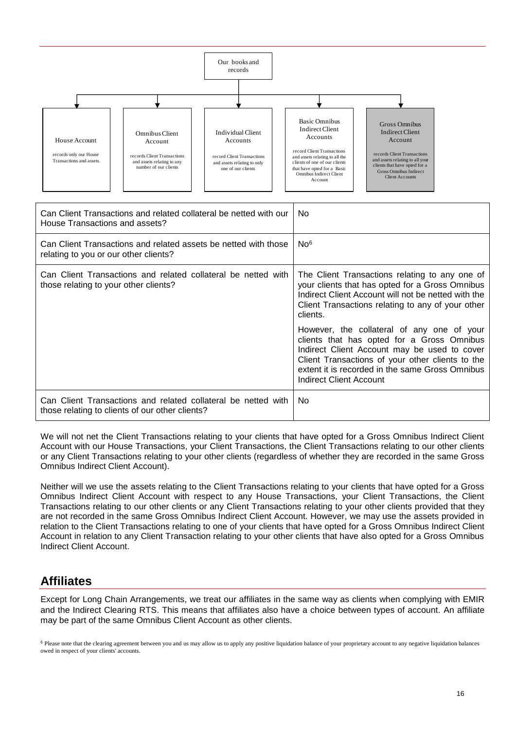Our books and records

- House Account — records only our House Transactions and assets
- Omnibus Client Account — records Client Transactions and assets relating to any number of our clients
- Individual Client Accounts — record Client Transactions and assets relating to only one of our clients
- Basic Omnibus Indirect Client Accounts — record Client Transactions and assets relating to all the clients of one of our clients that have opted for a Basic Omnibus Indirect Client Account
- Gross Omnibus Indirect Client Account — records Client Transactions and assets relating to all your clients that have opted for a Gross Omnibus Indirect Client Accounts

| Can Client Transactions and related collateral be netted with our House Transactions and assets? | No |
|---|---|
| Can Client Transactions and related assets be netted with those relating to you or our other clients? | No[6] |
| Can Client Transactions and related collateral be netted with those relating to your other clients? | The Client Transactions relating to any one of your clients that has opted for a Gross Omnibus Indirect Client Account will not be netted with the Client Transactions relating to any of your other clients.<br><br>However, the collateral of any one of your clients that has opted for a Gross Omnibus Indirect Client Account may be used to cover Client Transactions of your other clients to the extent it is recorded in the same Gross Omnibus Indirect Client Account |
| Can Client Transactions and related collateral be netted with those relating to clients of our other clients? | No |

We will not net the Client Transactions relating to your clients that have opted for a Gross Omnibus Indirect Client Account with our House Transactions, your Client Transactions, the Client Transactions relating to our other clients or any Client Transactions relating to your other clients (regardless of whether they are recorded in the same Gross Omnibus Indirect Client Account).

Neither will we use the assets relating to the Client Transactions relating to your clients that have opted for a Gross Omnibus Indirect Client Account with respect to any House Transactions, your Client Transactions, the Client Transactions relating to our other clients or any Client Transactions relating to your other clients provided that they are not recorded in the same Gross Omnibus Indirect Client Account. However, we may use the assets provided in relation to the Client Transactions relating to one of your clients that have opted for a Gross Omnibus Indirect Client Account in relation to any Client Transaction relating to your other clients that have also opted for a Gross Omnibus Indirect Client Account.

## Affiliates

Except for Long Chain Arrangements, we treat our affiliates in the same way as clients when complying with EMIR and the Indirect Clearing RTS. This means that affiliates also have a choice between types of account. An affiliate may be part of the same Omnibus Client Account as other clients.

[6] Please note that the clearing agreement between you and us may allow us to apply any positive liquidation balance of your proprietary account to any negative liquidation balances owed in respect of your clients' accounts.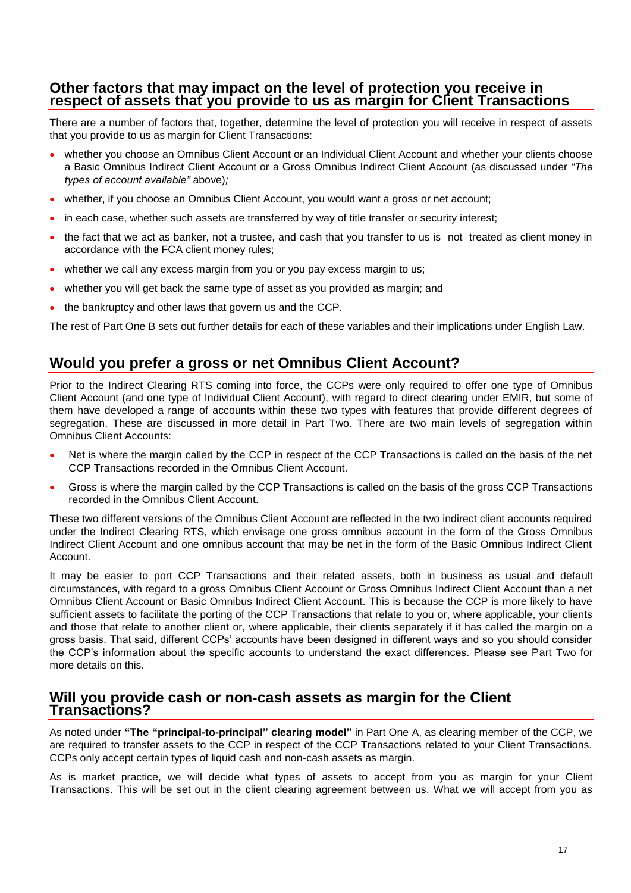## Other factors that may impact on the level of protection you receive in respect of assets that you provide to us as margin for Client Transactions

There are a number of factors that, together, determine the level of protection you will receive in respect of assets that you provide to us as margin for Client Transactions:

- whether you choose an Omnibus Client Account or an Individual Client Account and whether your clients choose a Basic Omnibus Indirect Client Account or a Gross Omnibus Indirect Client Account (as discussed under *"The types of account available"* above)*;*
- whether, if you choose an Omnibus Client Account, you would want a gross or net account;
- in each case, whether such assets are transferred by way of title transfer or security interest;
- the fact that we act as banker, not a trustee, and cash that you transfer to us is not treated as client money in accordance with the FCA client money rules;
- whether we call any excess margin from you or you pay excess margin to us;
- whether you will get back the same type of asset as you provided as margin; and
- the bankruptcy and other laws that govern us and the CCP.

The rest of Part One B sets out further details for each of these variables and their implications under English Law.

## Would you prefer a gross or net Omnibus Client Account?

Prior to the Indirect Clearing RTS coming into force, the CCPs were only required to offer one type of Omnibus Client Account (and one type of Individual Client Account), with regard to direct clearing under EMIR, but some of them have developed a range of accounts within these two types with features that provide different degrees of segregation. These are discussed in more detail in Part Two. There are two main levels of segregation within Omnibus Client Accounts:

- Net is where the margin called by the CCP in respect of the CCP Transactions is called on the basis of the net CCP Transactions recorded in the Omnibus Client Account.
- Gross is where the margin called by the CCP Transactions is called on the basis of the gross CCP Transactions recorded in the Omnibus Client Account.

These two different versions of the Omnibus Client Account are reflected in the two indirect client accounts required under the Indirect Clearing RTS, which envisage one gross omnibus account in the form of the Gross Omnibus Indirect Client Account and one omnibus account that may be net in the form of the Basic Omnibus Indirect Client Account.

It may be easier to port CCP Transactions and their related assets, both in business as usual and default circumstances, with regard to a gross Omnibus Client Account or Gross Omnibus Indirect Client Account than a net Omnibus Client Account or Basic Omnibus Indirect Client Account. This is because the CCP is more likely to have sufficient assets to facilitate the porting of the CCP Transactions that relate to you or, where applicable, your clients and those that relate to another client or, where applicable, their clients separately if it has called the margin on a gross basis. That said, different CCPs' accounts have been designed in different ways and so you should consider the CCP's information about the specific accounts to understand the exact differences. Please see Part Two for more details on this.

## Will you provide cash or non-cash assets as margin for the Client Transactions?

As noted under **"The "principal-to-principal" clearing model"** in Part One A, as clearing member of the CCP, we are required to transfer assets to the CCP in respect of the CCP Transactions related to your Client Transactions. CCPs only accept certain types of liquid cash and non-cash assets as margin.

As is market practice, we will decide what types of assets to accept from you as margin for your Client Transactions. This will be set out in the client clearing agreement between us. What we will accept from you as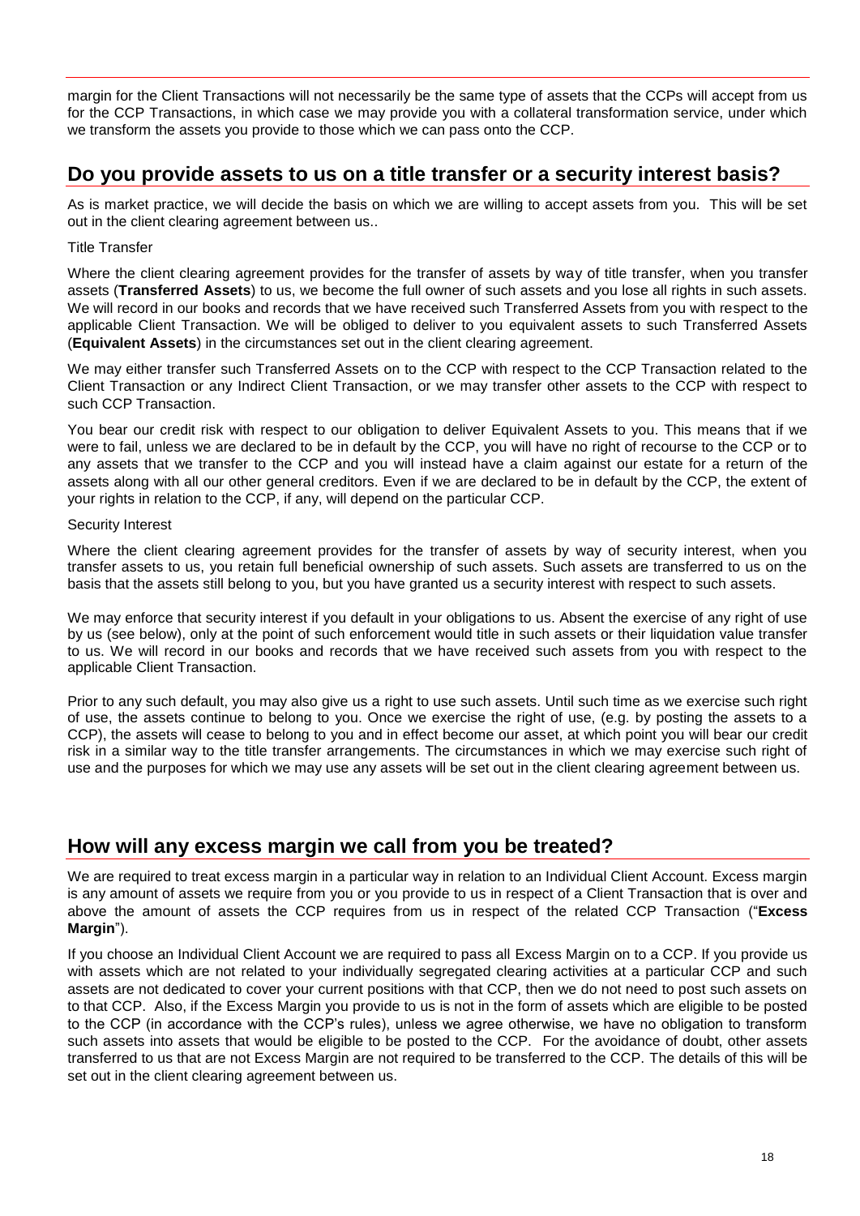margin for the Client Transactions will not necessarily be the same type of assets that the CCPs will accept from us for the CCP Transactions, in which case we may provide you with a collateral transformation service, under which we transform the assets you provide to those which we can pass onto the CCP.

## Do you provide assets to us on a title transfer or a security interest basis?

As is market practice, we will decide the basis on which we are willing to accept assets from you. This will be set out in the client clearing agreement between us..

Title Transfer

Where the client clearing agreement provides for the transfer of assets by way of title transfer, when you transfer assets (**Transferred Assets**) to us, we become the full owner of such assets and you lose all rights in such assets. We will record in our books and records that we have received such Transferred Assets from you with respect to the applicable Client Transaction. We will be obliged to deliver to you equivalent assets to such Transferred Assets (**Equivalent Assets**) in the circumstances set out in the client clearing agreement.

We may either transfer such Transferred Assets on to the CCP with respect to the CCP Transaction related to the Client Transaction or any Indirect Client Transaction, or we may transfer other assets to the CCP with respect to such CCP Transaction.

You bear our credit risk with respect to our obligation to deliver Equivalent Assets to you. This means that if we were to fail, unless we are declared to be in default by the CCP, you will have no right of recourse to the CCP or to any assets that we transfer to the CCP and you will instead have a claim against our estate for a return of the assets along with all our other general creditors. Even if we are declared to be in default by the CCP, the extent of your rights in relation to the CCP, if any, will depend on the particular CCP.

Security Interest

Where the client clearing agreement provides for the transfer of assets by way of security interest, when you transfer assets to us, you retain full beneficial ownership of such assets. Such assets are transferred to us on the basis that the assets still belong to you, but you have granted us a security interest with respect to such assets.

We may enforce that security interest if you default in your obligations to us. Absent the exercise of any right of use by us (see below), only at the point of such enforcement would title in such assets or their liquidation value transfer to us. We will record in our books and records that we have received such assets from you with respect to the applicable Client Transaction.

Prior to any such default, you may also give us a right to use such assets. Until such time as we exercise such right of use, the assets continue to belong to you. Once we exercise the right of use, (e.g. by posting the assets to a CCP), the assets will cease to belong to you and in effect become our asset, at which point you will bear our credit risk in a similar way to the title transfer arrangements. The circumstances in which we may exercise such right of use and the purposes for which we may use any assets will be set out in the client clearing agreement between us.

## How will any excess margin we call from you be treated?

We are required to treat excess margin in a particular way in relation to an Individual Client Account. Excess margin is any amount of assets we require from you or you provide to us in respect of a Client Transaction that is over and above the amount of assets the CCP requires from us in respect of the related CCP Transaction ("**Excess Margin**").

If you choose an Individual Client Account we are required to pass all Excess Margin on to a CCP. If you provide us with assets which are not related to your individually segregated clearing activities at a particular CCP and such assets are not dedicated to cover your current positions with that CCP, then we do not need to post such assets on to that CCP. Also, if the Excess Margin you provide to us is not in the form of assets which are eligible to be posted to the CCP (in accordance with the CCP's rules), unless we agree otherwise, we have no obligation to transform such assets into assets that would be eligible to be posted to the CCP. For the avoidance of doubt, other assets transferred to us that are not Excess Margin are not required to be transferred to the CCP. The details of this will be set out in the client clearing agreement between us.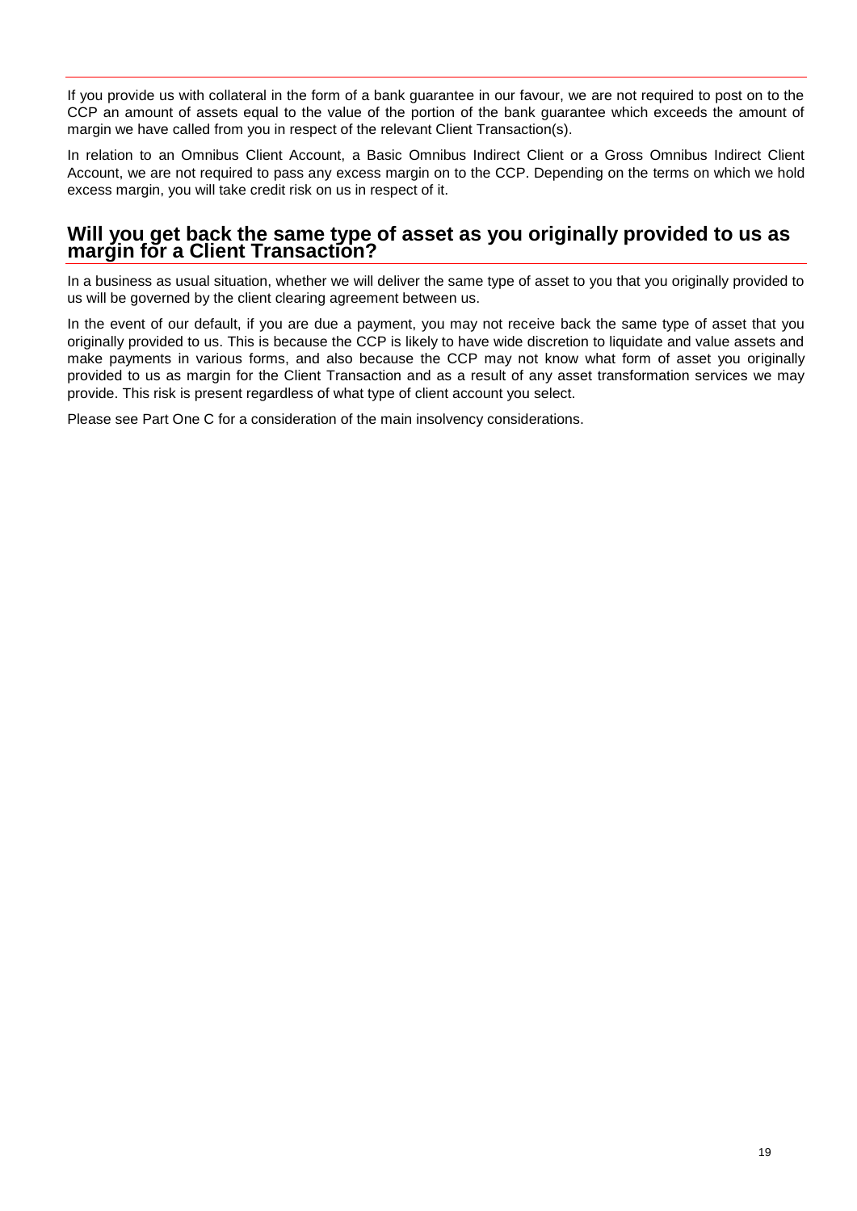If you provide us with collateral in the form of a bank guarantee in our favour, we are not required to post on to the CCP an amount of assets equal to the value of the portion of the bank guarantee which exceeds the amount of margin we have called from you in respect of the relevant Client Transaction(s).

In relation to an Omnibus Client Account, a Basic Omnibus Indirect Client or a Gross Omnibus Indirect Client Account, we are not required to pass any excess margin on to the CCP. Depending on the terms on which we hold excess margin, you will take credit risk on us in respect of it.

## Will you get back the same type of asset as you originally provided to us as margin for a Client Transaction?

In a business as usual situation, whether we will deliver the same type of asset to you that you originally provided to us will be governed by the client clearing agreement between us.

In the event of our default, if you are due a payment, you may not receive back the same type of asset that you originally provided to us. This is because the CCP is likely to have wide discretion to liquidate and value assets and make payments in various forms, and also because the CCP may not know what form of asset you originally provided to us as margin for the Client Transaction and as a result of any asset transformation services we may provide. This risk is present regardless of what type of client account you select.

Please see Part One C for a consideration of the main insolvency considerations.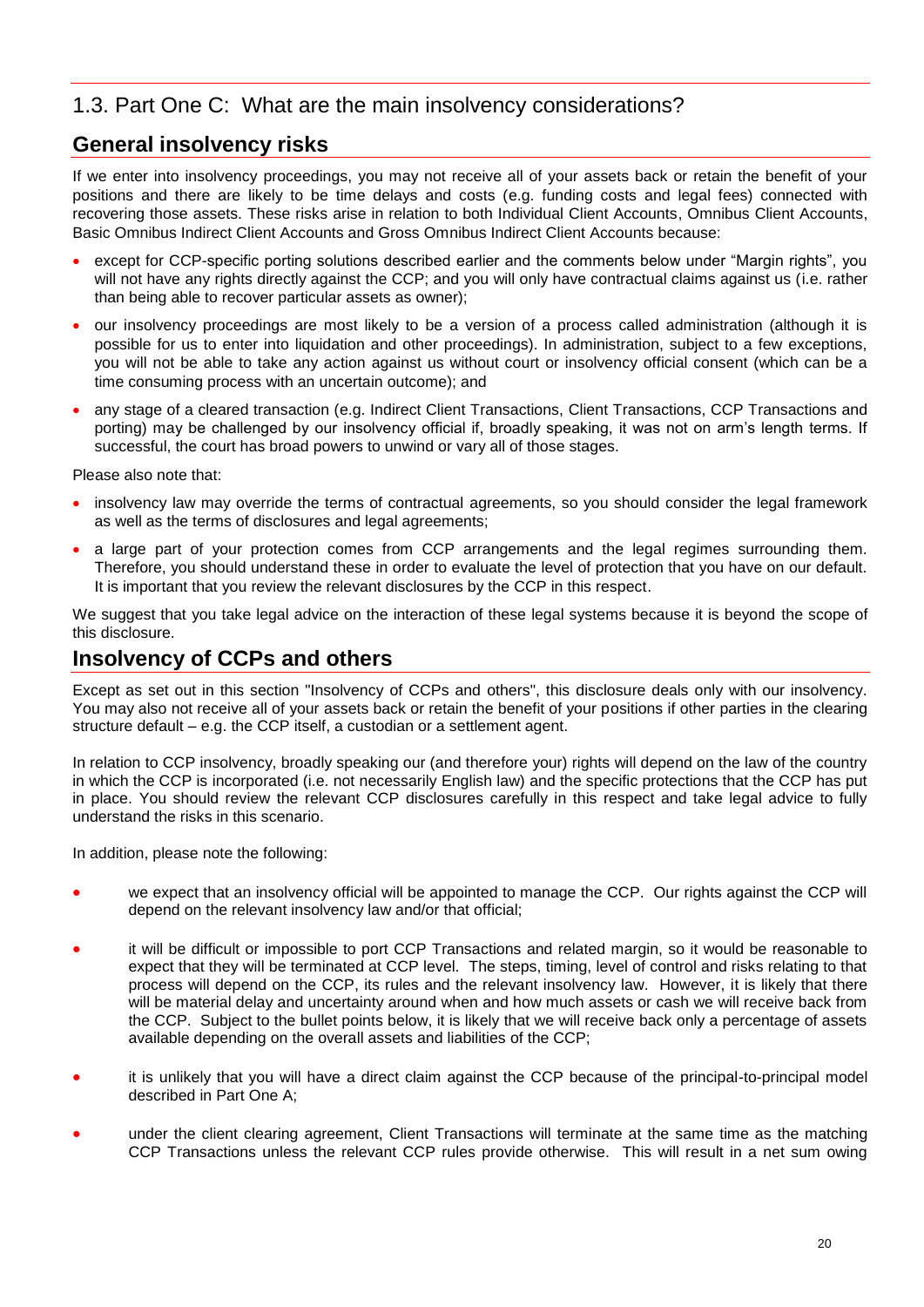## 1.3. Part One C: What are the main insolvency considerations?

### General insolvency risks

If we enter into insolvency proceedings, you may not receive all of your assets back or retain the benefit of your positions and there are likely to be time delays and costs (e.g. funding costs and legal fees) connected with recovering those assets. These risks arise in relation to both Individual Client Accounts, Omnibus Client Accounts, Basic Omnibus Indirect Client Accounts and Gross Omnibus Indirect Client Accounts because:

- except for CCP-specific porting solutions described earlier and the comments below under "Margin rights", you will not have any rights directly against the CCP; and you will only have contractual claims against us (i.e. rather than being able to recover particular assets as owner);
- our insolvency proceedings are most likely to be a version of a process called administration (although it is possible for us to enter into liquidation and other proceedings). In administration, subject to a few exceptions, you will not be able to take any action against us without court or insolvency official consent (which can be a time consuming process with an uncertain outcome); and
- any stage of a cleared transaction (e.g. Indirect Client Transactions, Client Transactions, CCP Transactions and porting) may be challenged by our insolvency official if, broadly speaking, it was not on arm's length terms. If successful, the court has broad powers to unwind or vary all of those stages.

Please also note that:

- insolvency law may override the terms of contractual agreements, so you should consider the legal framework as well as the terms of disclosures and legal agreements;
- a large part of your protection comes from CCP arrangements and the legal regimes surrounding them. Therefore, you should understand these in order to evaluate the level of protection that you have on our default. It is important that you review the relevant disclosures by the CCP in this respect.

We suggest that you take legal advice on the interaction of these legal systems because it is beyond the scope of this disclosure.

### Insolvency of CCPs and others

Except as set out in this section "Insolvency of CCPs and others", this disclosure deals only with our insolvency. You may also not receive all of your assets back or retain the benefit of your positions if other parties in the clearing structure default – e.g. the CCP itself, a custodian or a settlement agent.

In relation to CCP insolvency, broadly speaking our (and therefore your) rights will depend on the law of the country in which the CCP is incorporated (i.e. not necessarily English law) and the specific protections that the CCP has put in place. You should review the relevant CCP disclosures carefully in this respect and take legal advice to fully understand the risks in this scenario.

In addition, please note the following:

- we expect that an insolvency official will be appointed to manage the CCP. Our rights against the CCP will depend on the relevant insolvency law and/or that official;
- it will be difficult or impossible to port CCP Transactions and related margin, so it would be reasonable to expect that they will be terminated at CCP level. The steps, timing, level of control and risks relating to that process will depend on the CCP, its rules and the relevant insolvency law. However, it is likely that there will be material delay and uncertainty around when and how much assets or cash we will receive back from the CCP. Subject to the bullet points below, it is likely that we will receive back only a percentage of assets available depending on the overall assets and liabilities of the CCP;
- it is unlikely that you will have a direct claim against the CCP because of the principal-to-principal model described in Part One A;
- under the client clearing agreement, Client Transactions will terminate at the same time as the matching CCP Transactions unless the relevant CCP rules provide otherwise. This will result in a net sum owing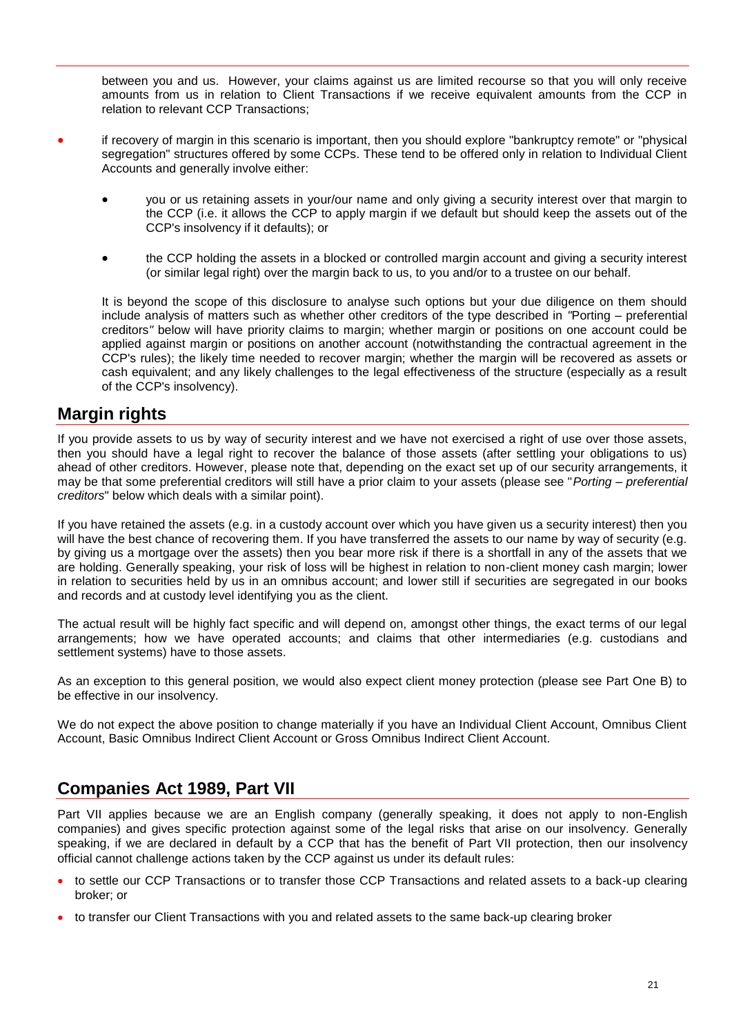between you and us. However, your claims against us are limited recourse so that you will only receive amounts from us in relation to Client Transactions if we receive equivalent amounts from the CCP in relation to relevant CCP Transactions;

- if recovery of margin in this scenario is important, then you should explore "bankruptcy remote" or "physical segregation" structures offered by some CCPs. These tend to be offered only in relation to Individual Client Accounts and generally involve either:

  - you or us retaining assets in your/our name and only giving a security interest over that margin to the CCP (i.e. it allows the CCP to apply margin if we default but should keep the assets out of the CCP's insolvency if it defaults); or

  - the CCP holding the assets in a blocked or controlled margin account and giving a security interest (or similar legal right) over the margin back to us, to you and/or to a trustee on our behalf.

  It is beyond the scope of this disclosure to analyse such options but your due diligence on them should include analysis of matters such as whether other creditors of the type described in *"*Porting – preferential creditors*"* below will have priority claims to margin; whether margin or positions on one account could be applied against margin or positions on another account (notwithstanding the contractual agreement in the CCP's rules); the likely time needed to recover margin; whether the margin will be recovered as assets or cash equivalent; and any likely challenges to the legal effectiveness of the structure (especially as a result of the CCP's insolvency).

## Margin rights

If you provide assets to us by way of security interest and we have not exercised a right of use over those assets, then you should have a legal right to recover the balance of those assets (after settling your obligations to us) ahead of other creditors. However, please note that, depending on the exact set up of our security arrangements, it may be that some preferential creditors will still have a prior claim to your assets (please see "*Porting – preferential creditors*" below which deals with a similar point).

If you have retained the assets (e.g. in a custody account over which you have given us a security interest) then you will have the best chance of recovering them. If you have transferred the assets to our name by way of security (e.g. by giving us a mortgage over the assets) then you bear more risk if there is a shortfall in any of the assets that we are holding. Generally speaking, your risk of loss will be highest in relation to non-client money cash margin; lower in relation to securities held by us in an omnibus account; and lower still if securities are segregated in our books and records and at custody level identifying you as the client.

The actual result will be highly fact specific and will depend on, amongst other things, the exact terms of our legal arrangements; how we have operated accounts; and claims that other intermediaries (e.g. custodians and settlement systems) have to those assets.

As an exception to this general position, we would also expect client money protection (please see Part One B) to be effective in our insolvency.

We do not expect the above position to change materially if you have an Individual Client Account, Omnibus Client Account, Basic Omnibus Indirect Client Account or Gross Omnibus Indirect Client Account.

## Companies Act 1989, Part VII

Part VII applies because we are an English company (generally speaking, it does not apply to non-English companies) and gives specific protection against some of the legal risks that arise on our insolvency. Generally speaking, if we are declared in default by a CCP that has the benefit of Part VII protection, then our insolvency official cannot challenge actions taken by the CCP against us under its default rules:

- to settle our CCP Transactions or to transfer those CCP Transactions and related assets to a back-up clearing broker; or
- to transfer our Client Transactions with you and related assets to the same back-up clearing broker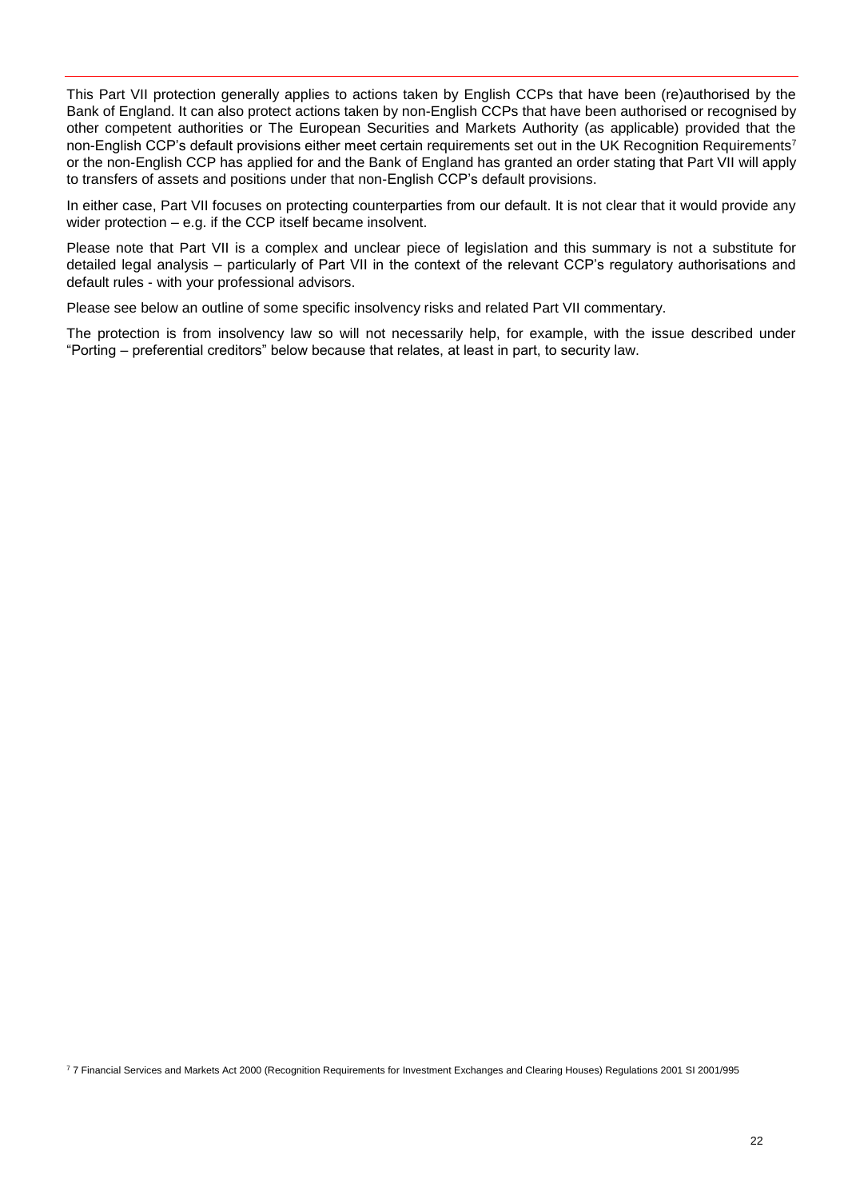This Part VII protection generally applies to actions taken by English CCPs that have been (re)authorised by the Bank of England. It can also protect actions taken by non-English CCPs that have been authorised or recognised by other competent authorities or The European Securities and Markets Authority (as applicable) provided that the non-English CCP's default provisions either meet certain requirements set out in the UK Recognition Requirements[7] or the non-English CCP has applied for and the Bank of England has granted an order stating that Part VII will apply to transfers of assets and positions under that non-English CCP's default provisions.

In either case, Part VII focuses on protecting counterparties from our default. It is not clear that it would provide any wider protection – e.g. if the CCP itself became insolvent.

Please note that Part VII is a complex and unclear piece of legislation and this summary is not a substitute for detailed legal analysis – particularly of Part VII in the context of the relevant CCP's regulatory authorisations and default rules - with your professional advisors.

Please see below an outline of some specific insolvency risks and related Part VII commentary.

The protection is from insolvency law so will not necessarily help, for example, with the issue described under "Porting – preferential creditors" below because that relates, at least in part, to security law.

[7] 7 Financial Services and Markets Act 2000 (Recognition Requirements for Investment Exchanges and Clearing Houses) Regulations 2001 SI 2001/995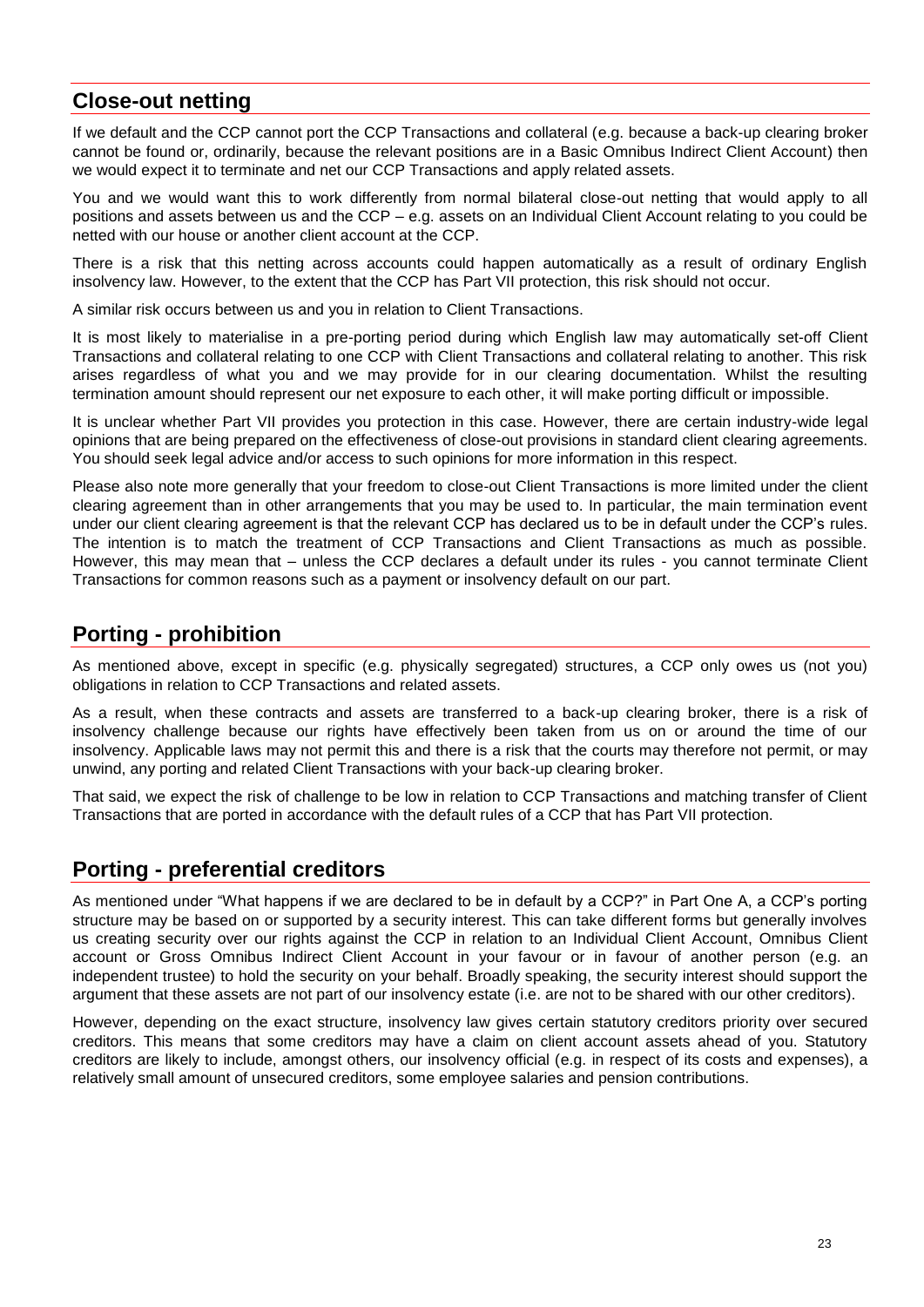## Close-out netting

If we default and the CCP cannot port the CCP Transactions and collateral (e.g. because a back-up clearing broker cannot be found or, ordinarily, because the relevant positions are in a Basic Omnibus Indirect Client Account) then we would expect it to terminate and net our CCP Transactions and apply related assets.

You and we would want this to work differently from normal bilateral close-out netting that would apply to all positions and assets between us and the CCP – e.g. assets on an Individual Client Account relating to you could be netted with our house or another client account at the CCP.

There is a risk that this netting across accounts could happen automatically as a result of ordinary English insolvency law. However, to the extent that the CCP has Part VII protection, this risk should not occur.

A similar risk occurs between us and you in relation to Client Transactions.

It is most likely to materialise in a pre-porting period during which English law may automatically set-off Client Transactions and collateral relating to one CCP with Client Transactions and collateral relating to another. This risk arises regardless of what you and we may provide for in our clearing documentation. Whilst the resulting termination amount should represent our net exposure to each other, it will make porting difficult or impossible.

It is unclear whether Part VII provides you protection in this case. However, there are certain industry-wide legal opinions that are being prepared on the effectiveness of close-out provisions in standard client clearing agreements. You should seek legal advice and/or access to such opinions for more information in this respect.

Please also note more generally that your freedom to close-out Client Transactions is more limited under the client clearing agreement than in other arrangements that you may be used to. In particular, the main termination event under our client clearing agreement is that the relevant CCP has declared us to be in default under the CCP's rules. The intention is to match the treatment of CCP Transactions and Client Transactions as much as possible. However, this may mean that – unless the CCP declares a default under its rules - you cannot terminate Client Transactions for common reasons such as a payment or insolvency default on our part.

## Porting - prohibition

As mentioned above, except in specific (e.g. physically segregated) structures, a CCP only owes us (not you) obligations in relation to CCP Transactions and related assets.

As a result, when these contracts and assets are transferred to a back-up clearing broker, there is a risk of insolvency challenge because our rights have effectively been taken from us on or around the time of our insolvency. Applicable laws may not permit this and there is a risk that the courts may therefore not permit, or may unwind, any porting and related Client Transactions with your back-up clearing broker.

That said, we expect the risk of challenge to be low in relation to CCP Transactions and matching transfer of Client Transactions that are ported in accordance with the default rules of a CCP that has Part VII protection.

## Porting - preferential creditors

As mentioned under "What happens if we are declared to be in default by a CCP?" in Part One A, a CCP's porting structure may be based on or supported by a security interest. This can take different forms but generally involves us creating security over our rights against the CCP in relation to an Individual Client Account, Omnibus Client account or Gross Omnibus Indirect Client Account in your favour or in favour of another person (e.g. an independent trustee) to hold the security on your behalf. Broadly speaking, the security interest should support the argument that these assets are not part of our insolvency estate (i.e. are not to be shared with our other creditors).

However, depending on the exact structure, insolvency law gives certain statutory creditors priority over secured creditors. This means that some creditors may have a claim on client account assets ahead of you. Statutory creditors are likely to include, amongst others, our insolvency official (e.g. in respect of its costs and expenses), a relatively small amount of unsecured creditors, some employee salaries and pension contributions.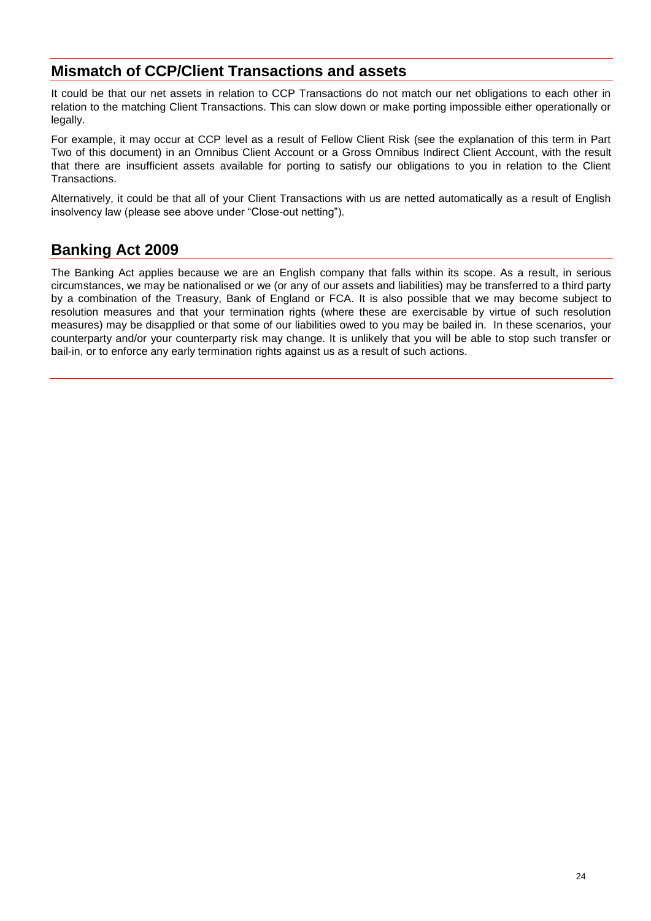## Mismatch of CCP/Client Transactions and assets

It could be that our net assets in relation to CCP Transactions do not match our net obligations to each other in relation to the matching Client Transactions. This can slow down or make porting impossible either operationally or legally.

For example, it may occur at CCP level as a result of Fellow Client Risk (see the explanation of this term in Part Two of this document) in an Omnibus Client Account or a Gross Omnibus Indirect Client Account, with the result that there are insufficient assets available for porting to satisfy our obligations to you in relation to the Client Transactions.

Alternatively, it could be that all of your Client Transactions with us are netted automatically as a result of English insolvency law (please see above under "Close-out netting").

## Banking Act 2009

The Banking Act applies because we are an English company that falls within its scope. As a result, in serious circumstances, we may be nationalised or we (or any of our assets and liabilities) may be transferred to a third party by a combination of the Treasury, Bank of England or FCA. It is also possible that we may become subject to resolution measures and that your termination rights (where these are exercisable by virtue of such resolution measures) may be disapplied or that some of our liabilities owed to you may be bailed in. In these scenarios, your counterparty and/or your counterparty risk may change. It is unlikely that you will be able to stop such transfer or bail-in, or to enforce any early termination rights against us as a result of such actions.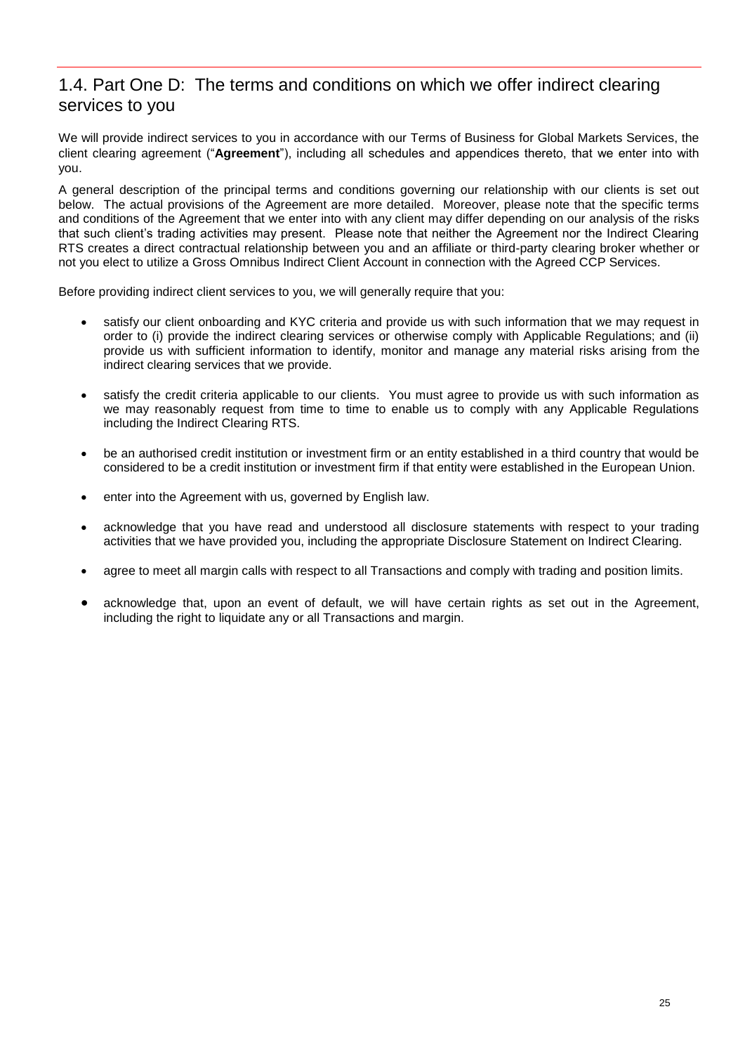## 1.4. Part One D: The terms and conditions on which we offer indirect clearing services to you

We will provide indirect services to you in accordance with our Terms of Business for Global Markets Services, the client clearing agreement ("**Agreement**"), including all schedules and appendices thereto, that we enter into with you.

A general description of the principal terms and conditions governing our relationship with our clients is set out below. The actual provisions of the Agreement are more detailed. Moreover, please note that the specific terms and conditions of the Agreement that we enter into with any client may differ depending on our analysis of the risks that such client's trading activities may present. Please note that neither the Agreement nor the Indirect Clearing RTS creates a direct contractual relationship between you and an affiliate or third-party clearing broker whether or not you elect to utilize a Gross Omnibus Indirect Client Account in connection with the Agreed CCP Services.

Before providing indirect client services to you, we will generally require that you:

- satisfy our client onboarding and KYC criteria and provide us with such information that we may request in order to (i) provide the indirect clearing services or otherwise comply with Applicable Regulations; and (ii) provide us with sufficient information to identify, monitor and manage any material risks arising from the indirect clearing services that we provide.
- satisfy the credit criteria applicable to our clients. You must agree to provide us with such information as we may reasonably request from time to time to enable us to comply with any Applicable Regulations including the Indirect Clearing RTS.
- be an authorised credit institution or investment firm or an entity established in a third country that would be considered to be a credit institution or investment firm if that entity were established in the European Union.
- enter into the Agreement with us, governed by English law.
- acknowledge that you have read and understood all disclosure statements with respect to your trading activities that we have provided you, including the appropriate Disclosure Statement on Indirect Clearing.
- agree to meet all margin calls with respect to all Transactions and comply with trading and position limits.
- acknowledge that, upon an event of default, we will have certain rights as set out in the Agreement, including the right to liquidate any or all Transactions and margin.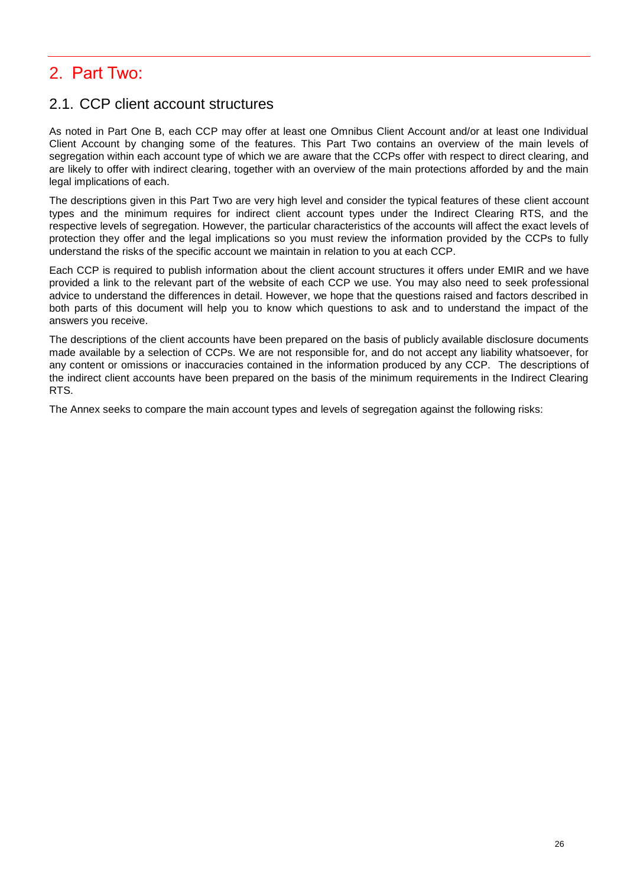# 2. Part Two:

## 2.1. CCP client account structures

As noted in Part One B, each CCP may offer at least one Omnibus Client Account and/or at least one Individual Client Account by changing some of the features. This Part Two contains an overview of the main levels of segregation within each account type of which we are aware that the CCPs offer with respect to direct clearing, and are likely to offer with indirect clearing, together with an overview of the main protections afforded by and the main legal implications of each.

The descriptions given in this Part Two are very high level and consider the typical features of these client account types and the minimum requires for indirect client account types under the Indirect Clearing RTS, and the respective levels of segregation. However, the particular characteristics of the accounts will affect the exact levels of protection they offer and the legal implications so you must review the information provided by the CCPs to fully understand the risks of the specific account we maintain in relation to you at each CCP.

Each CCP is required to publish information about the client account structures it offers under EMIR and we have provided a link to the relevant part of the website of each CCP we use. You may also need to seek professional advice to understand the differences in detail. However, we hope that the questions raised and factors described in both parts of this document will help you to know which questions to ask and to understand the impact of the answers you receive.

The descriptions of the client accounts have been prepared on the basis of publicly available disclosure documents made available by a selection of CCPs. We are not responsible for, and do not accept any liability whatsoever, for any content or omissions or inaccuracies contained in the information produced by any CCP. The descriptions of the indirect client accounts have been prepared on the basis of the minimum requirements in the Indirect Clearing RTS.

The Annex seeks to compare the main account types and levels of segregation against the following risks: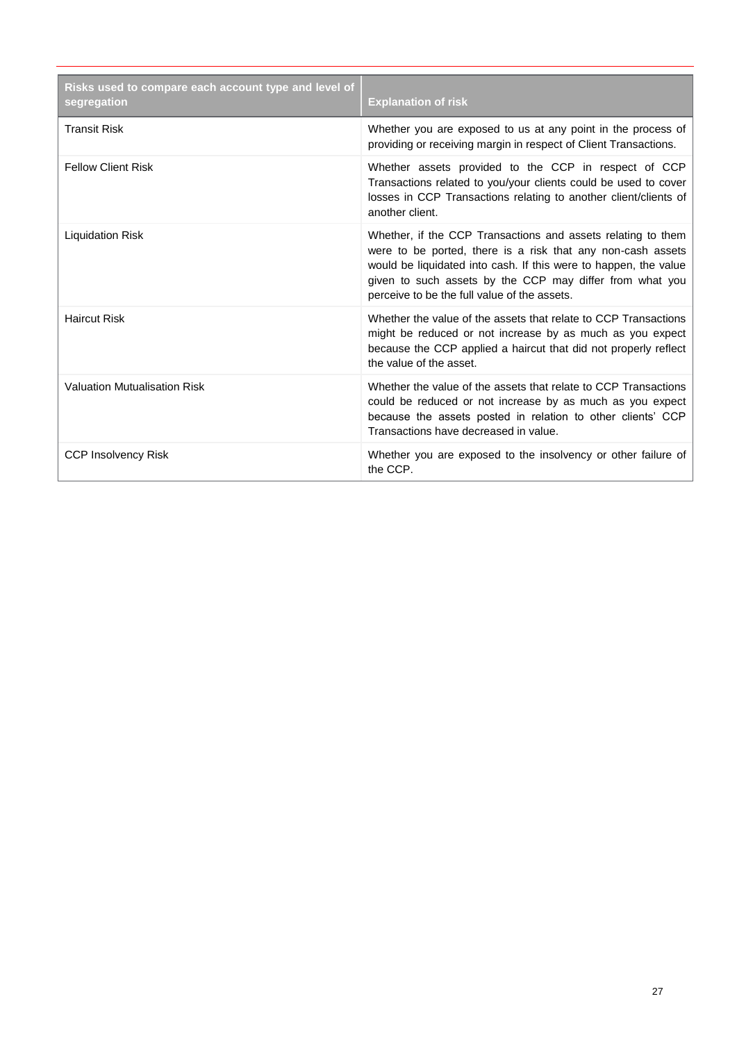| Risks used to compare each account type and level of segregation | Explanation of risk |
|---|---|
| Transit Risk | Whether you are exposed to us at any point in the process of providing or receiving margin in respect of Client Transactions. |
| Fellow Client Risk | Whether assets provided to the CCP in respect of CCP Transactions related to you/your clients could be used to cover losses in CCP Transactions relating to another client/clients of another client. |
| Liquidation Risk | Whether, if the CCP Transactions and assets relating to them were to be ported, there is a risk that any non-cash assets would be liquidated into cash. If this were to happen, the value given to such assets by the CCP may differ from what you perceive to be the full value of the assets. |
| Haircut Risk | Whether the value of the assets that relate to CCP Transactions might be reduced or not increase by as much as you expect because the CCP applied a haircut that did not properly reflect the value of the asset. |
| Valuation Mutualisation Risk | Whether the value of the assets that relate to CCP Transactions could be reduced or not increase by as much as you expect because the assets posted in relation to other clients' CCP Transactions have decreased in value. |
| CCP Insolvency Risk | Whether you are exposed to the insolvency or other failure of the CCP. |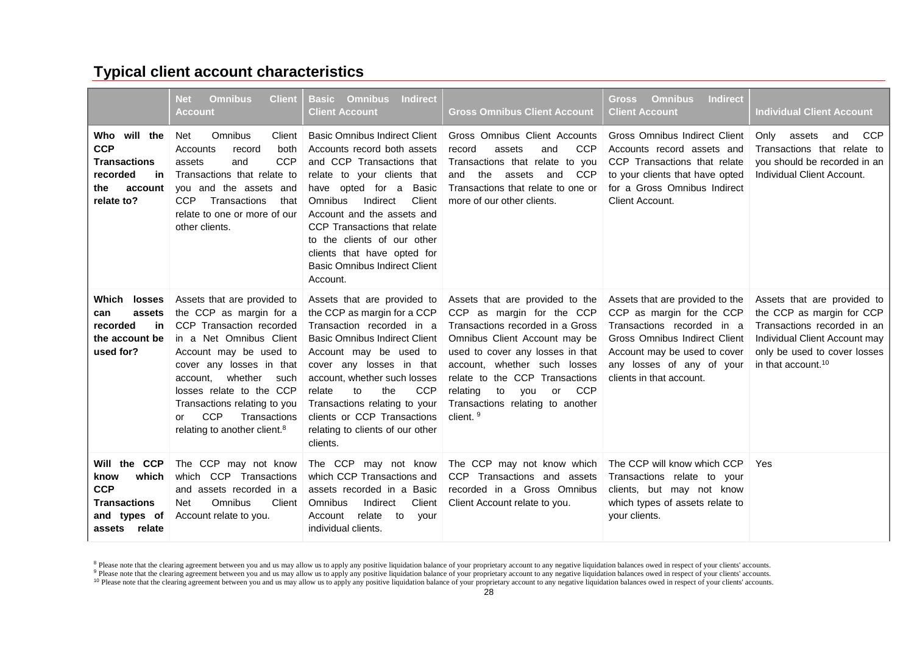## Typical client account characteristics

| | Net Omnibus Client Account | Basic Omnibus Indirect Client Account | Gross Omnibus Client Account | Gross Omnibus Indirect Client Account | Individual Client Account |
|---|---|---|---|---|---|
| **Who will the CCP Transactions recorded in the account relate to?** | Net Omnibus Client Accounts record both assets and CCP Transactions that relate to you and the assets and CCP Transactions that relate to one or more of our other clients. | Basic Omnibus Indirect Client Accounts record both assets and CCP Transactions that relate to your clients that have opted for a Basic Omnibus Indirect Client Account and the assets and CCP Transactions that relate to the clients of our other clients that have opted for Basic Omnibus Indirect Client Account. | Gross Omnibus Client Accounts record assets and CCP Transactions that relate to you and the assets and CCP Transactions that relate to one or more of our other clients. | Gross Omnibus Indirect Client Accounts record assets and CCP Transactions that relate to your clients that have opted for a Gross Omnibus Indirect Client Account. | Only assets and CCP Transactions that relate to you should be recorded in an Individual Client Account. |
| **Which losses can assets recorded in the account be used for?** | Assets that are provided to the CCP as margin for a CCP Transaction recorded in a Net Omnibus Client Account may be used to cover any losses in that account, whether such losses relate to the CCP Transactions relating to you or CCP Transactions relating to another client.[8] | Assets that are provided to the CCP as margin for a CCP Transaction recorded in a Basic Omnibus Indirect Client Account may be used to cover any losses in that account, whether such losses relate to the CCP Transactions relating to your clients or CCP Transactions relating to clients of our other clients. | Assets that are provided to the CCP as margin for the CCP Transactions recorded in a Gross Omnibus Client Account may be used to cover any losses in that account, whether such losses relate to the CCP Transactions relating to you or CCP Transactions relating to another client.[9] | Assets that are provided to the CCP as margin for the CCP Transactions recorded in a Gross Omnibus Indirect Client Account may be used to cover any losses of any of your clients in that account. | Assets that are provided to the CCP as margin for CCP Transactions recorded in an Individual Client Account may only be used to cover losses in that account.[10] |
| **Will the CCP know which CCP Transactions and types of assets relate** | The CCP may not know which CCP Transactions and assets recorded in a Net Omnibus Client Account relate to you. | The CCP may not know which CCP Transactions and assets recorded in a Basic Omnibus Indirect Client Account relate to your individual clients. | The CCP may not know which CCP Transactions and assets recorded in a Gross Omnibus Client Account relate to you. | The CCP will know which CCP Transactions relate to your clients, but may not know which types of assets relate to your clients. | Yes |

[8] Please note that the clearing agreement between you and us may allow us to apply any positive liquidation balance of your proprietary account to any negative liquidation balances owed in respect of your clients' accounts.
[9] Please note that the clearing agreement between you and us may allow us to apply any positive liquidation balance of your proprietary account to any negative liquidation balances owed in respect of your clients' accounts.
[10] Please note that the clearing agreement between you and us may allow us to apply any positive liquidation balance of your proprietary account to any negative liquidation balances owed in respect of your clients' accounts.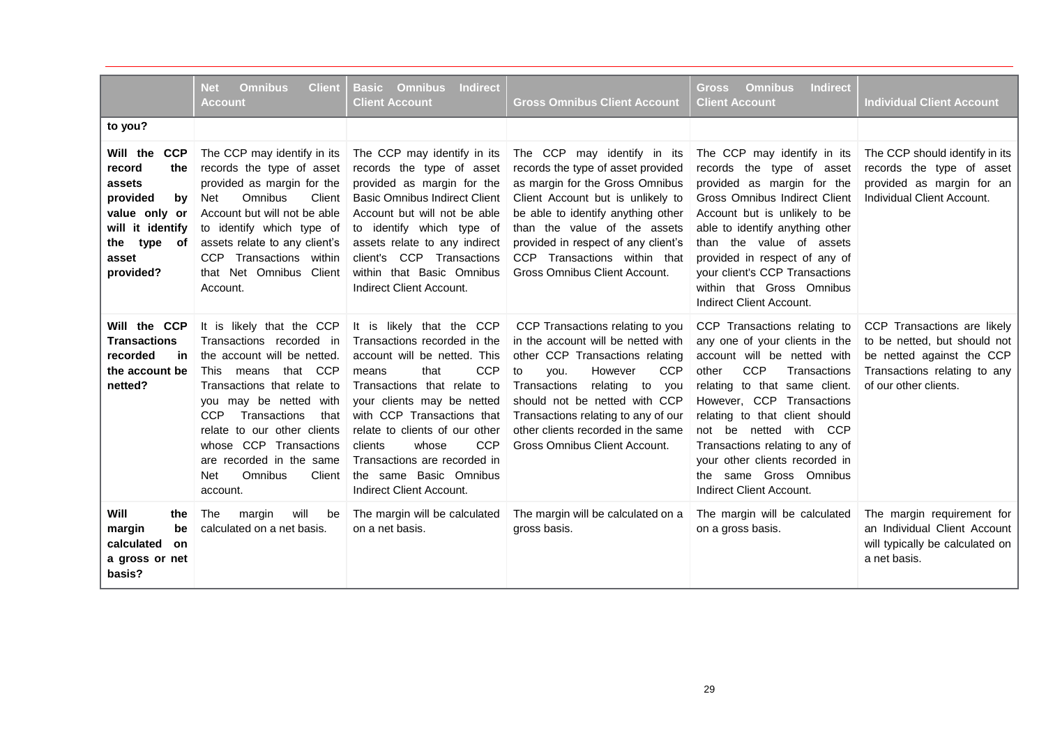| | Net Omnibus Client Account | Basic Omnibus Indirect Client Account | Gross Omnibus Client Account | Gross Omnibus Indirect Client Account | Individual Client Account |
|---|---|---|---|---|---|
| to you? | | | | | |
| Will the CCP record the assets provided by value only or will it identify the type of asset provided? | The CCP may identify in its records the type of asset provided as margin for the Net Omnibus Client Account but will not be able to identify which type of assets relate to any client's CCP Transactions within that Net Omnibus Client Account. | The CCP may identify in its records the type of asset provided as margin for the Basic Omnibus Indirect Client Account but will not be able to identify which type of assets relate to any indirect client's CCP Transactions within that Basic Omnibus Indirect Client Account. | The CCP may identify in its records the type of asset provided as margin for the Gross Omnibus Client Account but is unlikely to be able to identify anything other than the value of the assets provided in respect of any client's CCP Transactions within that Gross Omnibus Client Account. | The CCP may identify in its records the type of asset provided as margin for the Gross Omnibus Indirect Client Account but is unlikely to be able to identify anything other than the value of assets provided in respect of any of your client's CCP Transactions within that Gross Omnibus Indirect Client Account. | The CCP should identify in its records the type of asset provided as margin for an Individual Client Account. |
| Will the CCP Transactions recorded in the account be netted? | It is likely that the CCP Transactions recorded in the account will be netted. This means that CCP Transactions that relate to you may be netted with CCP Transactions that relate to our other clients whose CCP Transactions are recorded in the same Net Omnibus Client account. | It is likely that the CCP Transactions recorded in the account will be netted. This means that CCP Transactions that relate to your clients may be netted with CCP Transactions that relate to clients of our other clients whose CCP Transactions are recorded in the same Basic Omnibus Indirect Client Account. | CCP Transactions relating to you in the account will be netted with other CCP Transactions relating to you. However CCP Transactions relating to you should not be netted with CCP Transactions relating to any of our other clients recorded in the same Gross Omnibus Client Account. | CCP Transactions relating to any one of your clients in the account will be netted with other CCP Transactions relating to that same client. However, CCP Transactions relating to that client should not be netted with CCP Transactions relating to any of your other clients recorded in the same Gross Omnibus Indirect Client Account. | CCP Transactions are likely to be netted, but should not be netted against the CCP Transactions relating to any of our other clients. |
| Will the margin be calculated on a gross or net basis? | The margin will be calculated on a net basis. | The margin will be calculated on a net basis. | The margin will be calculated on a gross basis. | The margin will be calculated on a gross basis. | The margin requirement for an Individual Client Account will typically be calculated on a net basis. |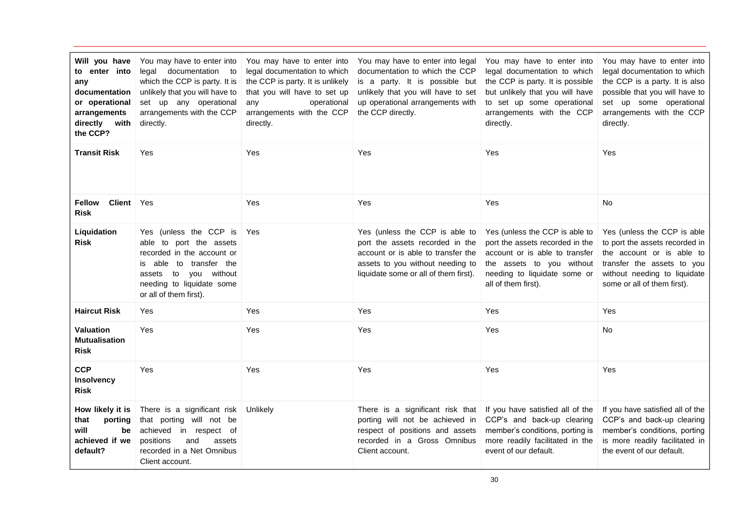| | | | | | |
|---|---|---|---|---|---|
| **Will you have to enter into any documentation or operational arrangements directly with the CCP?** | You may have to enter into legal documentation to which the CCP is party. It is unlikely that you will have to set up any operational arrangements with the CCP directly. | You may have to enter into legal documentation to which the CCP is party. It is unlikely that you will have to set up any operational arrangements with the CCP directly. | You may have to enter into legal documentation to which the CCP is a party. It is possible but unlikely that you will have to set up operational arrangements with the CCP directly. | You may have to enter into legal documentation to which the CCP is party. It is possible but unlikely that you will have to set up some operational arrangements with the CCP directly. | You may have to enter into legal documentation to which the CCP is a party. It is also possible that you will have to set up some operational arrangements with the CCP directly. |
| **Transit Risk** | Yes | Yes | Yes | Yes | Yes |
| **Fellow Client Risk** | Yes | Yes | Yes | Yes | No |
| **Liquidation Risk** | Yes (unless the CCP is able to port the assets recorded in the account or is able to transfer the assets to you without needing to liquidate some or all of them first). | Yes | Yes (unless the CCP is able to port the assets recorded in the account or is able to transfer the assets to you without needing to liquidate some or all of them first). | Yes (unless the CCP is able to port the assets recorded in the account or is able to transfer the assets to you without needing to liquidate some or all of them first). | Yes (unless the CCP is able to port the assets recorded in the account or is able to transfer the assets to you without needing to liquidate some or all of them first). |
| **Haircut Risk** | Yes | Yes | Yes | Yes | Yes |
| **Valuation Mutualisation Risk** | Yes | Yes | Yes | Yes | No |
| **CCP Insolvency Risk** | Yes | Yes | Yes | Yes | Yes |
| **How likely it is that porting will be achieved if we default?** | There is a significant risk that porting will not be achieved in respect of positions and assets recorded in a Net Omnibus Client account. | Unlikely | There is a significant risk that porting will not be achieved in respect of positions and assets recorded in a Gross Omnibus Client account. | If you have satisfied all of the CCP's and back-up clearing member's conditions, porting is more readily facilitated in the event of our default. | If you have satisfied all of the CCP's and back-up clearing member's conditions, porting is more readily facilitated in the event of our default. |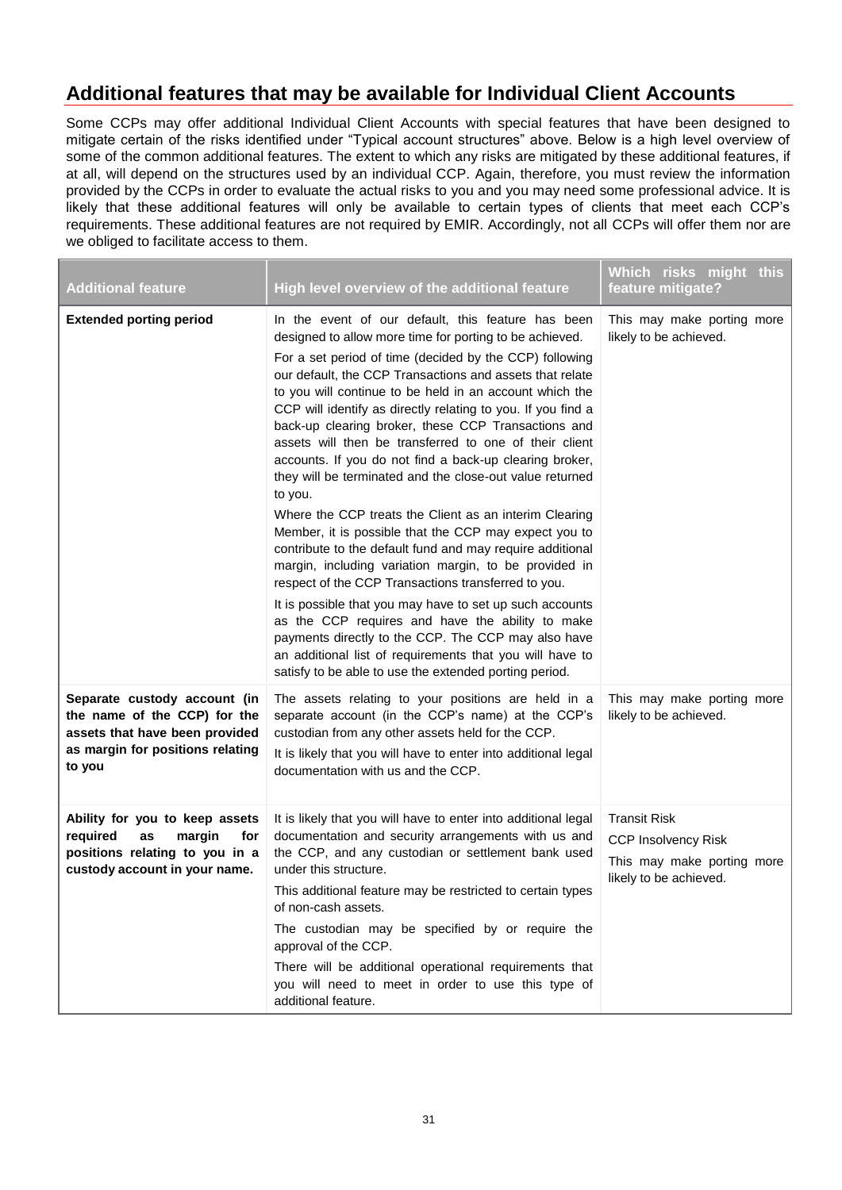## Additional features that may be available for Individual Client Accounts

Some CCPs may offer additional Individual Client Accounts with special features that have been designed to mitigate certain of the risks identified under "Typical account structures" above. Below is a high level overview of some of the common additional features. The extent to which any risks are mitigated by these additional features, if at all, will depend on the structures used by an individual CCP. Again, therefore, you must review the information provided by the CCPs in order to evaluate the actual risks to you and you may need some professional advice. It is likely that these additional features will only be available to certain types of clients that meet each CCP's requirements. These additional features are not required by EMIR. Accordingly, not all CCPs will offer them nor are we obliged to facilitate access to them.

| Additional feature | High level overview of the additional feature | Which risks might this feature mitigate? |
| --- | --- | --- |
| **Extended porting period** | In the event of our default, this feature has been designed to allow more time for porting to be achieved.<br><br>For a set period of time (decided by the CCP) following our default, the CCP Transactions and assets that relate to you will continue to be held in an account which the CCP will identify as directly relating to you. If you find a back-up clearing broker, these CCP Transactions and assets will then be transferred to one of their client accounts. If you do not find a back-up clearing broker, they will be terminated and the close-out value returned to you.<br><br>Where the CCP treats the Client as an interim Clearing Member, it is possible that the CCP may expect you to contribute to the default fund and may require additional margin, including variation margin, to be provided in respect of the CCP Transactions transferred to you.<br><br>It is possible that you may have to set up such accounts as the CCP requires and have the ability to make payments directly to the CCP. The CCP may also have an additional list of requirements that you will have to satisfy to be able to use the extended porting period. | This may make porting more likely to be achieved. |
| **Separate custody account (in the name of the CCP) for the assets that have been provided as margin for positions relating to you** | The assets relating to your positions are held in a separate account (in the CCP's name) at the CCP's custodian from any other assets held for the CCP.<br><br>It is likely that you will have to enter into additional legal documentation with us and the CCP. | This may make porting more likely to be achieved. |
| **Ability for you to keep assets required as margin for positions relating to you in a custody account in your name.** | It is likely that you will have to enter into additional legal documentation and security arrangements with us and the CCP, and any custodian or settlement bank used under this structure.<br><br>This additional feature may be restricted to certain types of non-cash assets.<br><br>The custodian may be specified by or require the approval of the CCP.<br><br>There will be additional operational requirements that you will need to meet in order to use this type of additional feature. | Transit Risk<br><br>CCP Insolvency Risk<br><br>This may make porting more likely to be achieved. |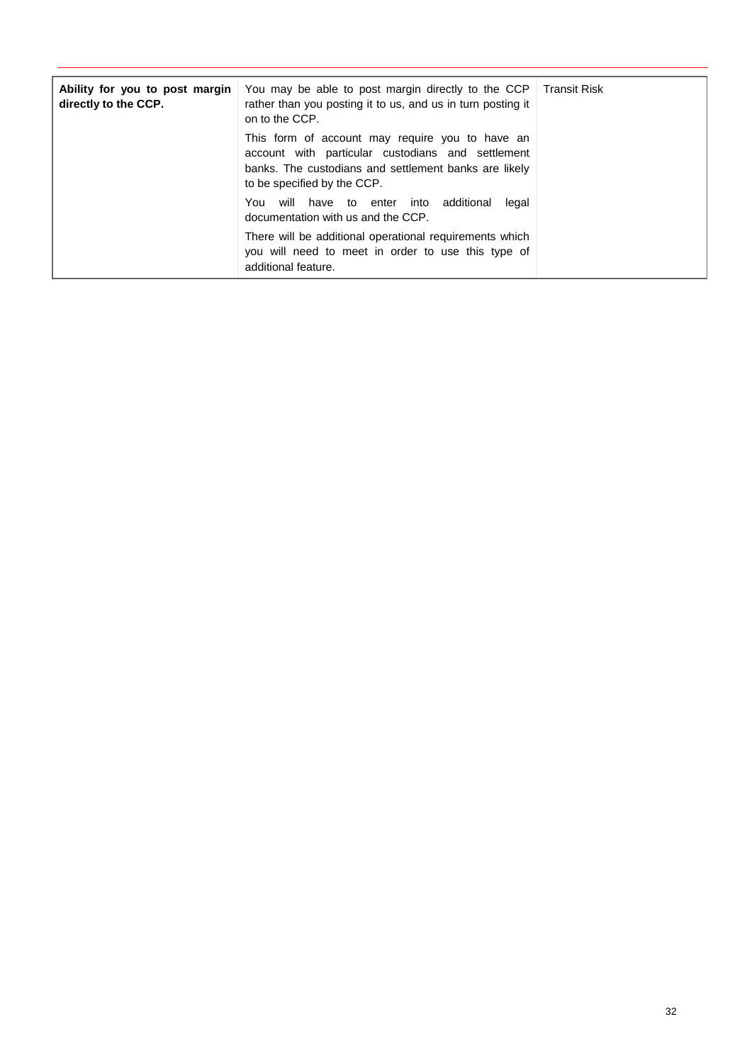| | | |
|---|---|---|
| **Ability for you to post margin directly to the CCP.** | You may be able to post margin directly to the CCP rather than you posting it to us, and us in turn posting it on to the CCP.<br><br>This form of account may require you to have an account with particular custodians and settlement banks. The custodians and settlement banks are likely to be specified by the CCP.<br><br>You will have to enter into additional legal documentation with us and the CCP.<br><br>There will be additional operational requirements which you will need to meet in order to use this type of additional feature. | Transit Risk |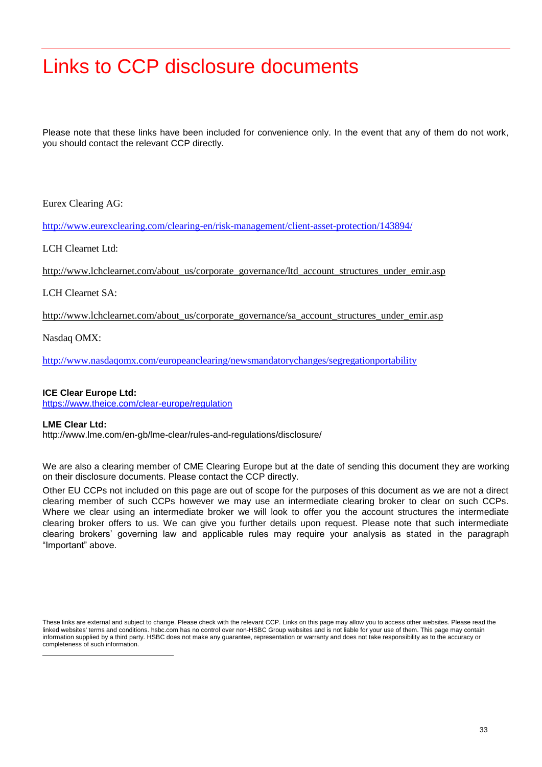# Links to CCP disclosure documents

Please note that these links have been included for convenience only. In the event that any of them do not work, you should contact the relevant CCP directly.

Eurex Clearing AG:

http://www.eurexclearing.com/clearing-en/risk-management/client-asset-protection/143894/

LCH Clearnet Ltd:

http://www.lchclearnet.com/about_us/corporate_governance/ltd_account_structures_under_emir.asp

LCH Clearnet SA:

http://www.lchclearnet.com/about_us/corporate_governance/sa_account_structures_under_emir.asp

Nasdaq OMX:

http://www.nasdaqomx.com/europeanclearing/newsmandatorychanges/segregationportability

**ICE Clear Europe Ltd:**
https://www.theice.com/clear-europe/regulation

**LME Clear Ltd:**
http://www.lme.com/en-gb/lme-clear/rules-and-regulations/disclosure/

We are also a clearing member of CME Clearing Europe but at the date of sending this document they are working on their disclosure documents. Please contact the CCP directly.

Other EU CCPs not included on this page are out of scope for the purposes of this document as we are not a direct clearing member of such CCPs however we may use an intermediate clearing broker to clear on such CCPs. Where we clear using an intermediate broker we will look to offer you the account structures the intermediate clearing broker offers to us. We can give you further details upon request. Please note that such intermediate clearing brokers' governing law and applicable rules may require your analysis as stated in the paragraph "Important" above.

These links are external and subject to change. Please check with the relevant CCP. Links on this page may allow you to access other websites. Please read the linked websites' terms and conditions. hsbc.com has no control over non-HSBC Group websites and is not liable for your use of them. This page may contain information supplied by a third party. HSBC does not make any guarantee, representation or warranty and does not take responsibility as to the accuracy or completeness of such information.